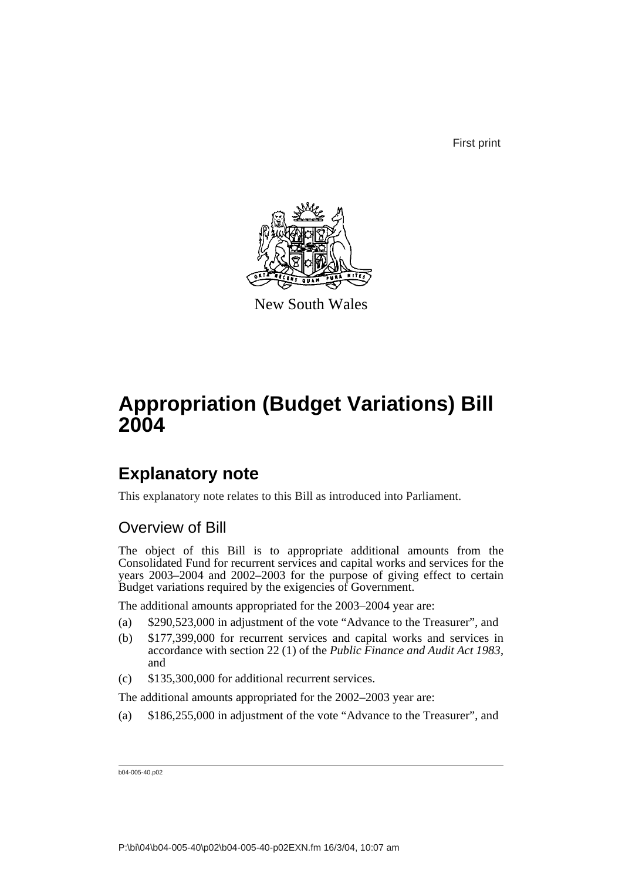First print

New South Wales

# Appropriation (Budget Variations) Bill 2004

## Explanatory note

This explanatory note relates to this Bill as introduced into Parliament.

### Overview of Bill

The object of this Bill is to appropriate additional amounts from the Consolidated Fund for recurrent services and capital works and services for the years 2003–2004 and 2002–2003 for the purpose of giving effect to certain Budget variations required by the exigencies of Government.

The additional amounts appropriated for the 2003–2004 year are:

(a) $290,523,000 in adjustment of the vote "Advance to the Treasurer", and

(b) $177,399,000 for recurrent services and capital works and services in accordance with section 22 (1) of the *Public Finance and Audit Act 1983*, and

(c) $135,300,000 for additional recurrent services.

The additional amounts appropriated for the 2002–2003 year are:

(a) $186,255,000 in adjustment of the vote "Advance to the Treasurer", and

b04-005-40.p02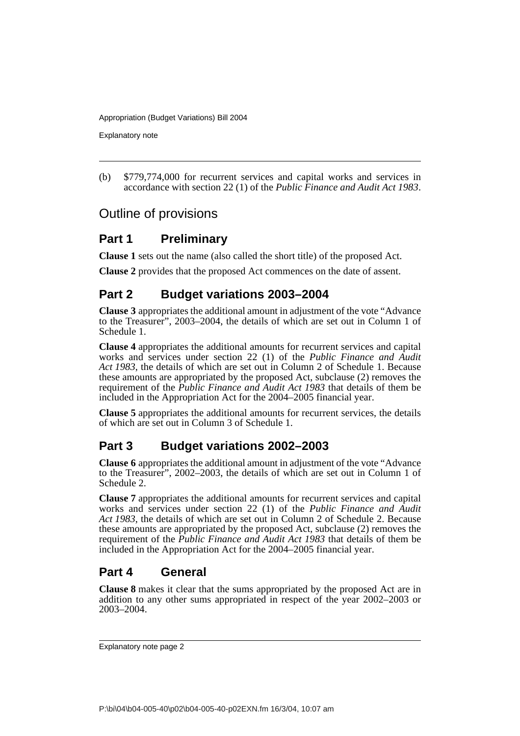(b) $779,774,000 for recurrent services and capital works and services in accordance with section 22 (1) of the *Public Finance and Audit Act 1983*.

## Outline of provisions

### Part 1 Preliminary

**Clause 1** sets out the name (also called the short title) of the proposed Act.

**Clause 2** provides that the proposed Act commences on the date of assent.

### Part 2 Budget variations 2003–2004

**Clause 3** appropriates the additional amount in adjustment of the vote "Advance to the Treasurer", 2003–2004, the details of which are set out in Column 1 of Schedule 1.

**Clause 4** appropriates the additional amounts for recurrent services and capital works and services under section 22 (1) of the *Public Finance and Audit Act 1983*, the details of which are set out in Column 2 of Schedule 1. Because these amounts are appropriated by the proposed Act, subclause (2) removes the requirement of the *Public Finance and Audit Act 1983* that details of them be included in the Appropriation Act for the 2004–2005 financial year.

**Clause 5** appropriates the additional amounts for recurrent services, the details of which are set out in Column 3 of Schedule 1.

### Part 3 Budget variations 2002–2003

**Clause 6** appropriates the additional amount in adjustment of the vote "Advance to the Treasurer", 2002–2003, the details of which are set out in Column 1 of Schedule 2.

**Clause 7** appropriates the additional amounts for recurrent services and capital works and services under section 22 (1) of the *Public Finance and Audit Act 1983*, the details of which are set out in Column 2 of Schedule 2. Because these amounts are appropriated by the proposed Act, subclause (2) removes the requirement of the *Public Finance and Audit Act 1983* that details of them be included in the Appropriation Act for the 2004–2005 financial year.

### Part 4 General

**Clause 8** makes it clear that the sums appropriated by the proposed Act are in addition to any other sums appropriated in respect of the year 2002–2003 or 2003–2004.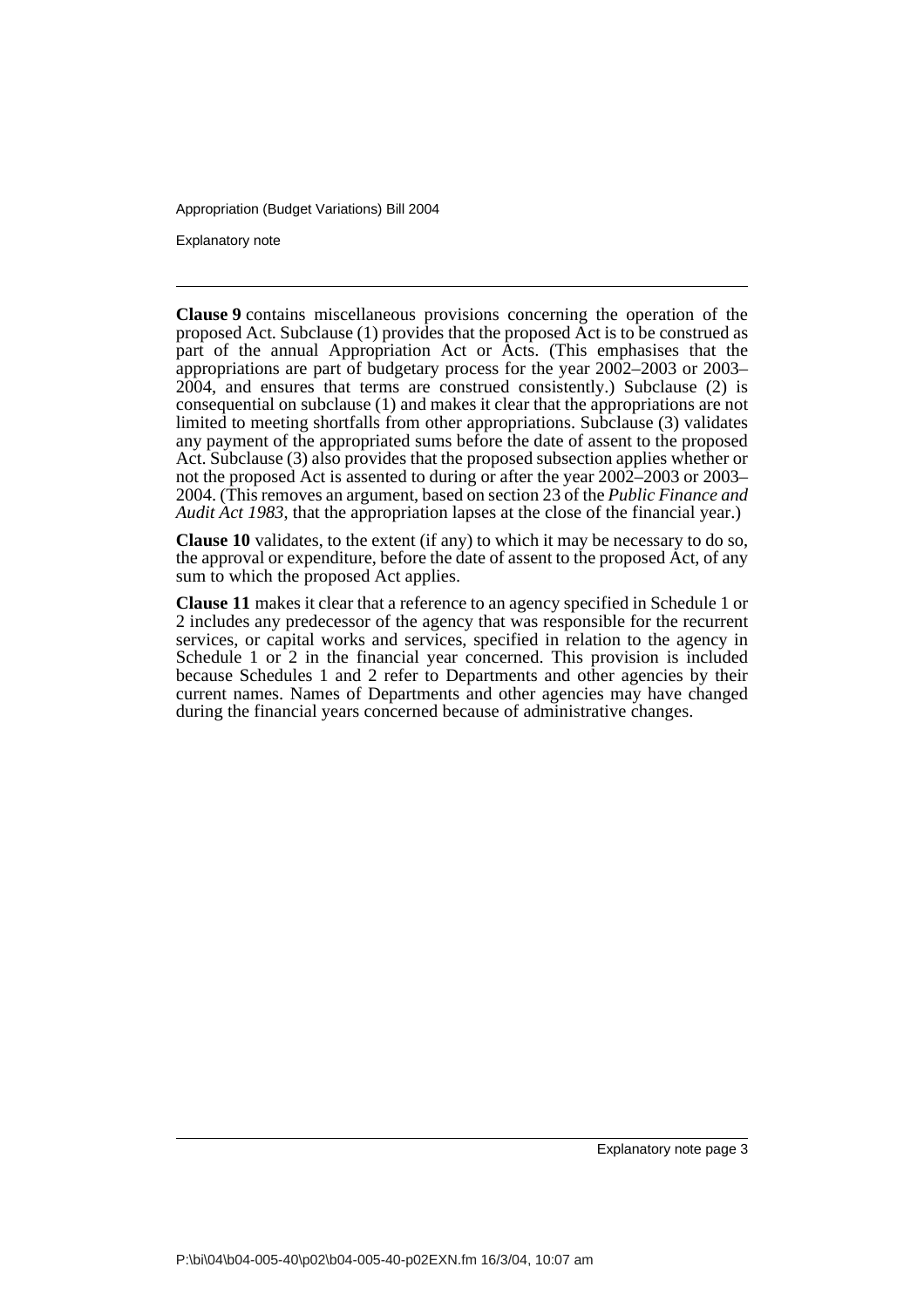**Clause 9** contains miscellaneous provisions concerning the operation of the proposed Act. Subclause (1) provides that the proposed Act is to be construed as part of the annual Appropriation Act or Acts. (This emphasises that the appropriations are part of budgetary process for the year 2002–2003 or 2003–2004, and ensures that terms are construed consistently.) Subclause (2) is consequential on subclause (1) and makes it clear that the appropriations are not limited to meeting shortfalls from other appropriations. Subclause (3) validates any payment of the appropriated sums before the date of assent to the proposed Act. Subclause (3) also provides that the proposed subsection applies whether or not the proposed Act is assented to during or after the year 2002–2003 or 2003–2004. (This removes an argument, based on section 23 of the *Public Finance and Audit Act 1983*, that the appropriation lapses at the close of the financial year.)

**Clause 10** validates, to the extent (if any) to which it may be necessary to do so, the approval or expenditure, before the date of assent to the proposed Act, of any sum to which the proposed Act applies.

**Clause 11** makes it clear that a reference to an agency specified in Schedule 1 or 2 includes any predecessor of the agency that was responsible for the recurrent services, or capital works and services, specified in relation to the agency in Schedule 1 or 2 in the financial year concerned. This provision is included because Schedules 1 and 2 refer to Departments and other agencies by their current names. Names of Departments and other agencies may have changed during the financial years concerned because of administrative changes.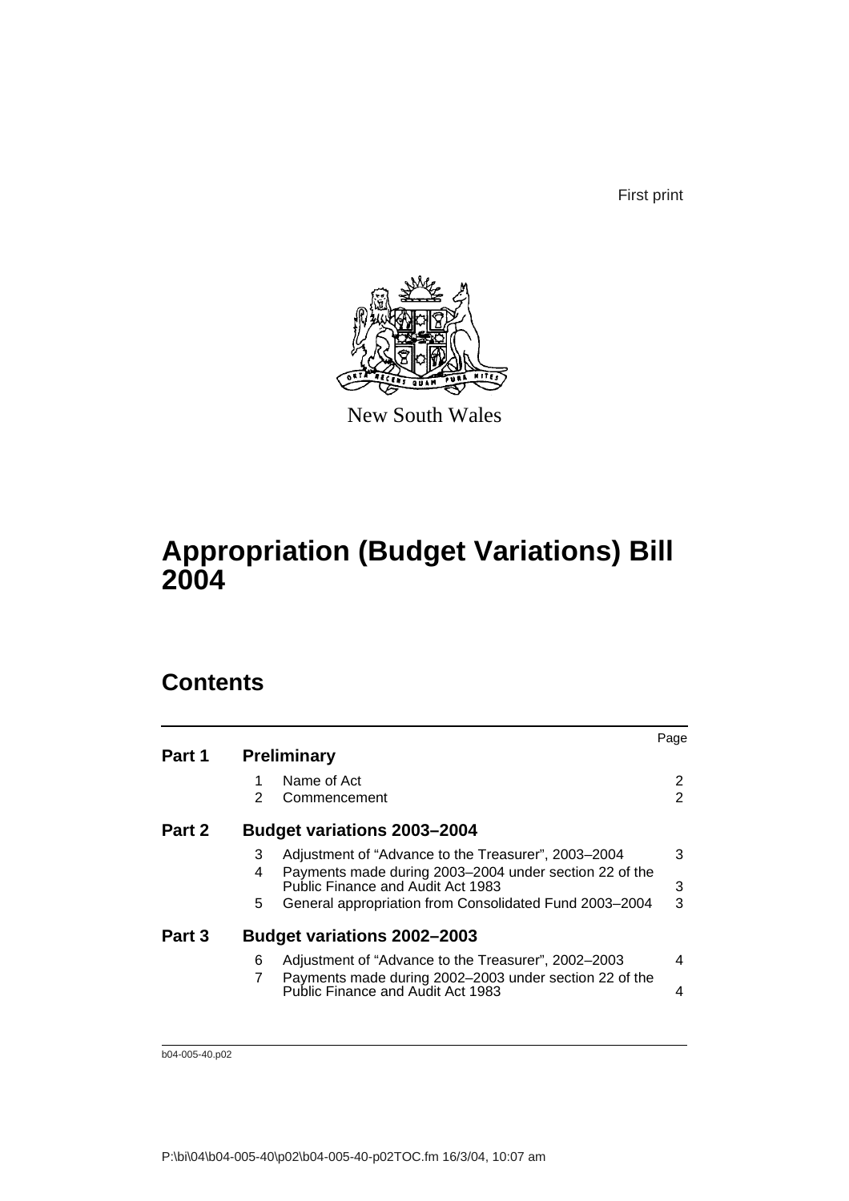First print

New South Wales

# Appropriation (Budget Variations) Bill 2004

## Contents

| | | | Page |
|---|---|---|---|
| **Part 1** | **Preliminary** | | |
| | 1 | Name of Act | 2 |
| | 2 | Commencement | 2 |
| **Part 2** | **Budget variations 2003–2004** | | |
| | 3 | Adjustment of "Advance to the Treasurer", 2003–2004 | 3 |
| | 4 | Payments made during 2003–2004 under section 22 of the Public Finance and Audit Act 1983 | 3 |
| | 5 | General appropriation from Consolidated Fund 2003–2004 | 3 |
| **Part 3** | **Budget variations 2002–2003** | | |
| | 6 | Adjustment of "Advance to the Treasurer", 2002–2003 | 4 |
| | 7 | Payments made during 2002–2003 under section 22 of the Public Finance and Audit Act 1983 | 4 |

b04-005-40.p02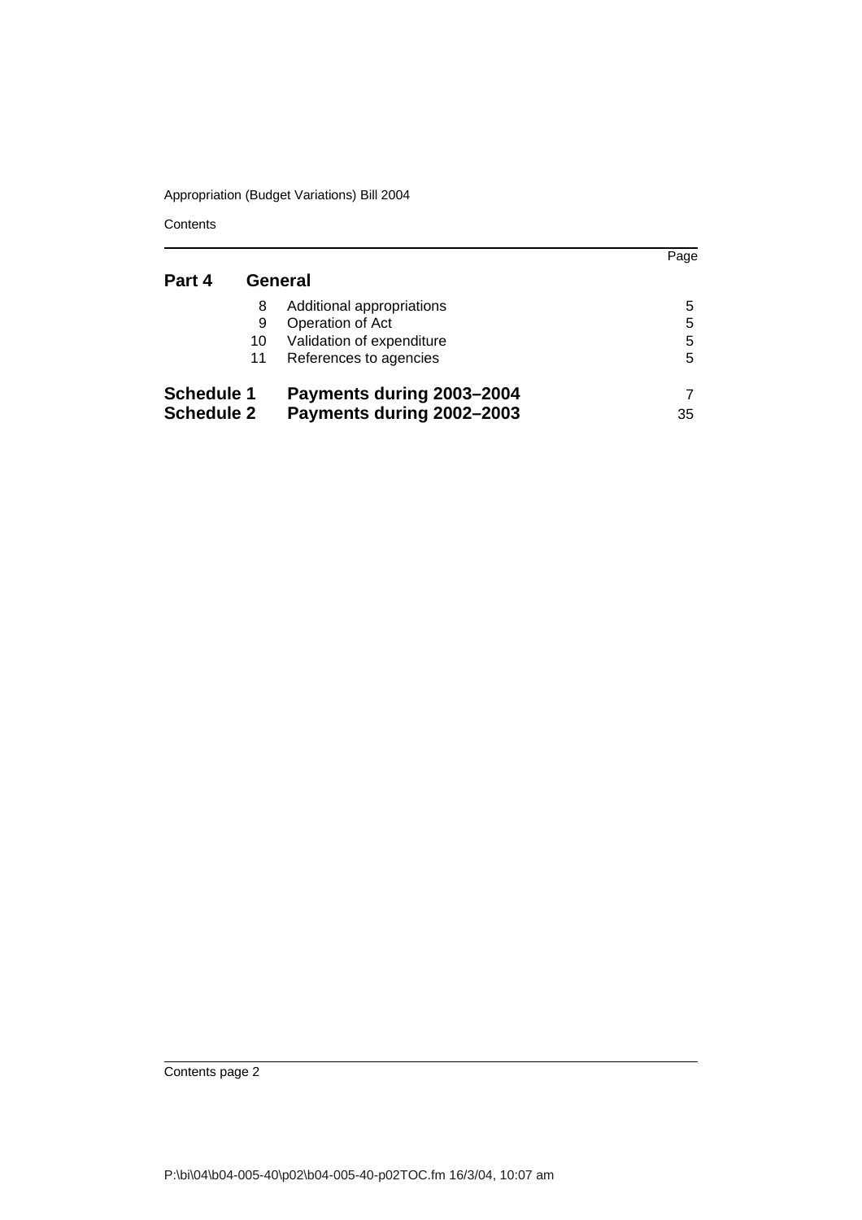| | | | Page |
|---|---|---|---|
| **Part 4** | | **General** | |
| | 8 | Additional appropriations | 5 |
| | 9 | Operation of Act | 5 |
| | 10 | Validation of expenditure | 5 |
| | 11 | References to agencies | 5 |
| **Schedule 1** | | **Payments during 2003–2004** | 7 |
| **Schedule 2** | | **Payments during 2002–2003** | 35 |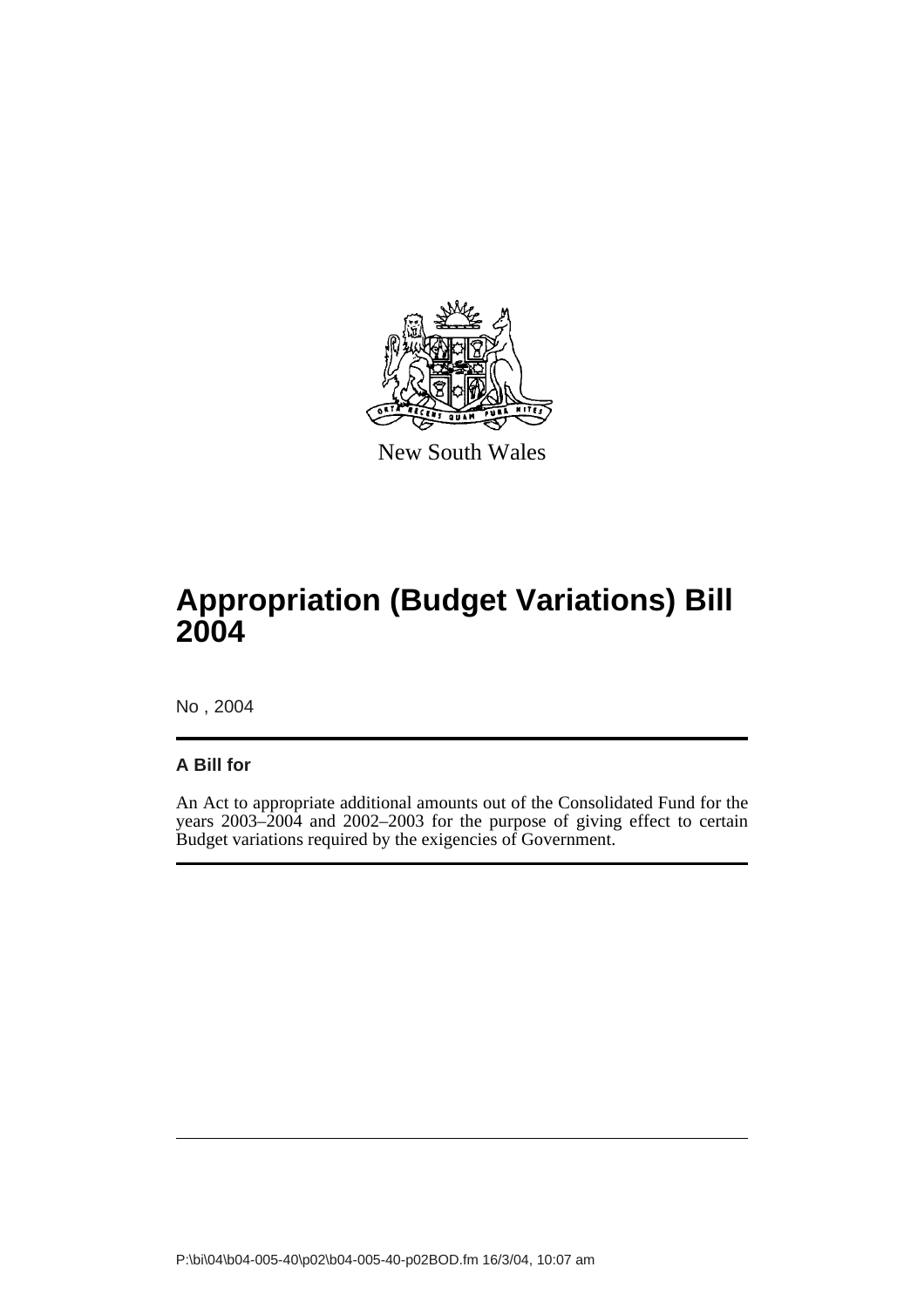New South Wales

# Appropriation (Budget Variations) Bill 2004

No , 2004

**A Bill for**

An Act to appropriate additional amounts out of the Consolidated Fund for the years 2003–2004 and 2002–2003 for the purpose of giving effect to certain Budget variations required by the exigencies of Government.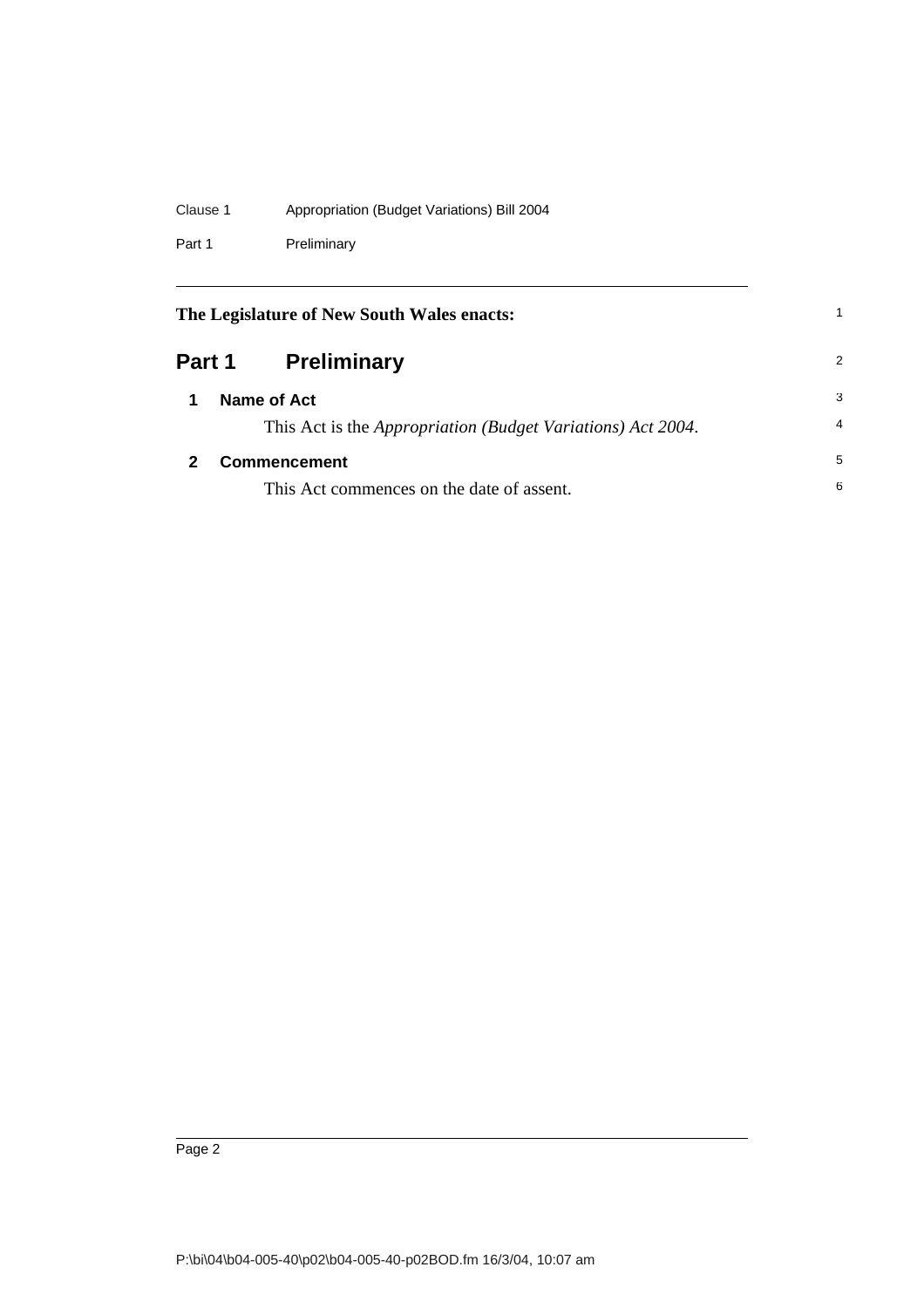**The Legislature of New South Wales enacts:**

## Part 1 Preliminary

### 1 Name of Act

This Act is the *Appropriation (Budget Variations) Act 2004*.

### 2 Commencement

This Act commences on the date of assent.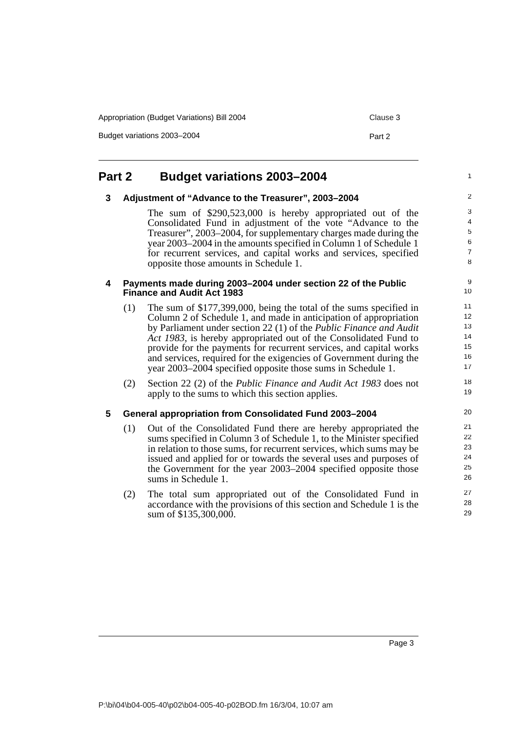## Part 2 Budget variations 2003–2004

### 3 Adjustment of "Advance to the Treasurer", 2003–2004

The sum of $290,523,000 is hereby appropriated out of the Consolidated Fund in adjustment of the vote "Advance to the Treasurer", 2003–2004, for supplementary charges made during the year 2003–2004 in the amounts specified in Column 1 of Schedule 1 for recurrent services, and capital works and services, specified opposite those amounts in Schedule 1.

### 4 Payments made during 2003–2004 under section 22 of the Public Finance and Audit Act 1983

(1) The sum of $177,399,000, being the total of the sums specified in Column 2 of Schedule 1, and made in anticipation of appropriation by Parliament under section 22 (1) of the *Public Finance and Audit Act 1983*, is hereby appropriated out of the Consolidated Fund to provide for the payments for recurrent services, and capital works and services, required for the exigencies of Government during the year 2003–2004 specified opposite those sums in Schedule 1.

(2) Section 22 (2) of the *Public Finance and Audit Act 1983* does not apply to the sums to which this section applies.

### 5 General appropriation from Consolidated Fund 2003–2004

(1) Out of the Consolidated Fund there are hereby appropriated the sums specified in Column 3 of Schedule 1, to the Minister specified in relation to those sums, for recurrent services, which sums may be issued and applied for or towards the several uses and purposes of the Government for the year 2003–2004 specified opposite those sums in Schedule 1.

(2) The total sum appropriated out of the Consolidated Fund in accordance with the provisions of this section and Schedule 1 is the sum of $135,300,000.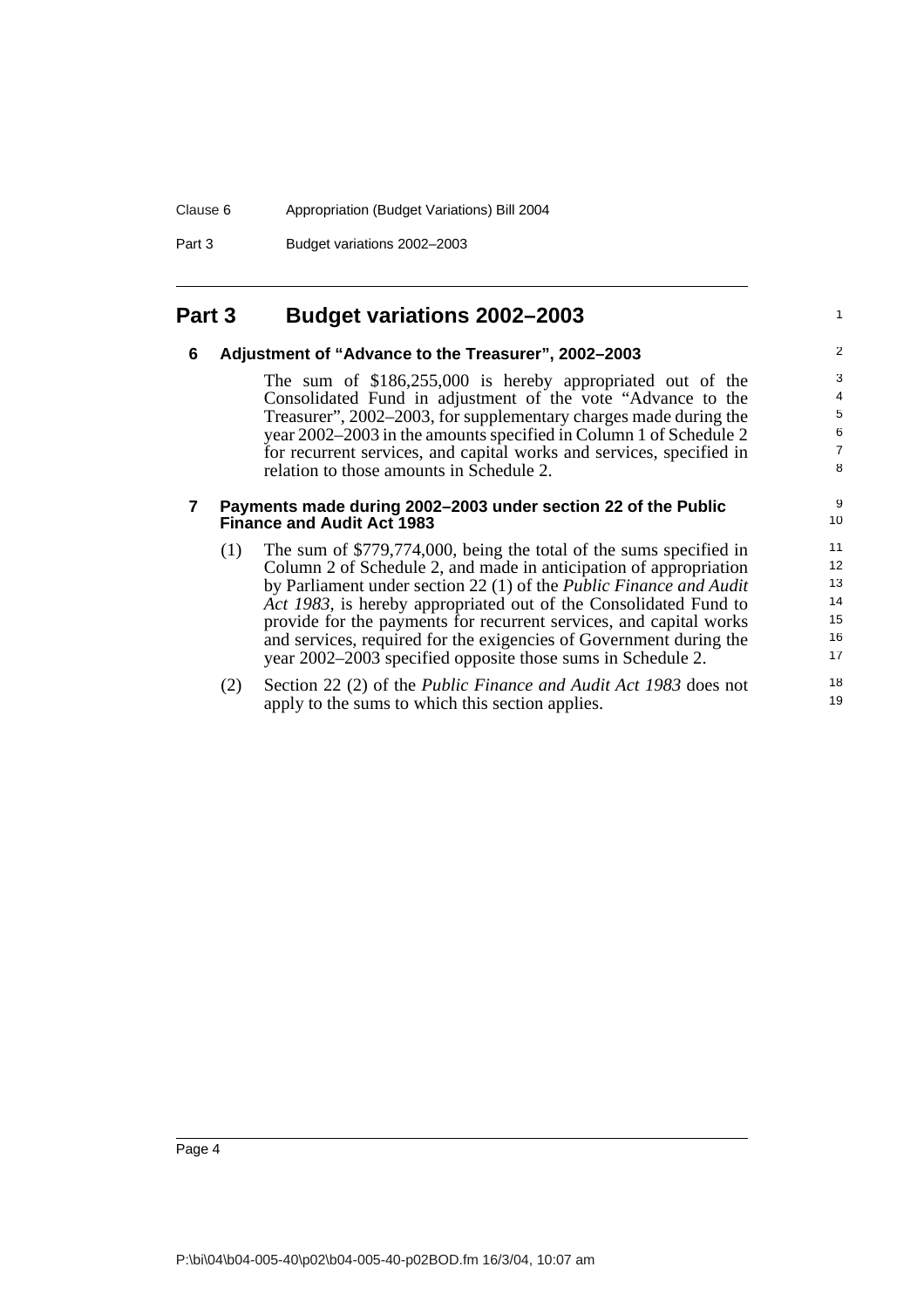# Part 3 Budget variations 2002–2003

## 6 Adjustment of "Advance to the Treasurer", 2002–2003

The sum of $186,255,000 is hereby appropriated out of the Consolidated Fund in adjustment of the vote "Advance to the Treasurer", 2002–2003, for supplementary charges made during the year 2002–2003 in the amounts specified in Column 1 of Schedule 2 for recurrent services, and capital works and services, specified in relation to those amounts in Schedule 2.

## 7 Payments made during 2002–2003 under section 22 of the Public Finance and Audit Act 1983

(1) The sum of $779,774,000, being the total of the sums specified in Column 2 of Schedule 2, and made in anticipation of appropriation by Parliament under section 22 (1) of the *Public Finance and Audit Act 1983*, is hereby appropriated out of the Consolidated Fund to provide for the payments for recurrent services, and capital works and services, required for the exigencies of Government during the year 2002–2003 specified opposite those sums in Schedule 2.

(2) Section 22 (2) of the *Public Finance and Audit Act 1983* does not apply to the sums to which this section applies.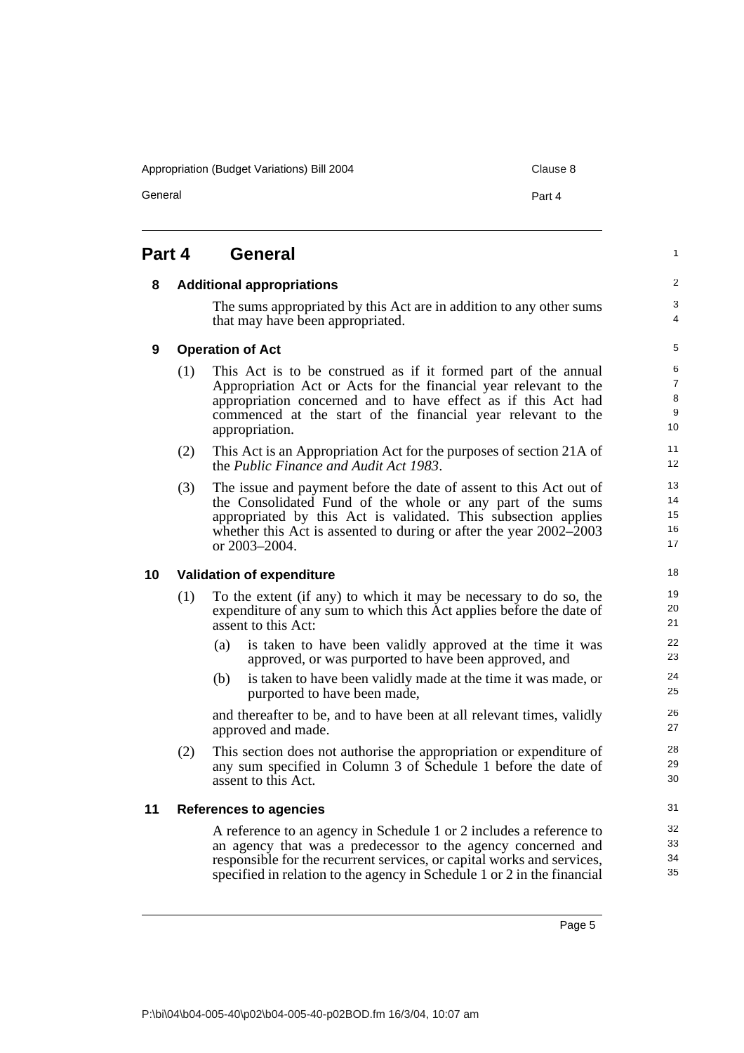# Part 4 General

## 8 Additional appropriations

The sums appropriated by this Act are in addition to any other sums that may have been appropriated.

## 9 Operation of Act

(1) This Act is to be construed as if it formed part of the annual Appropriation Act or Acts for the financial year relevant to the appropriation concerned and to have effect as if this Act had commenced at the start of the financial year relevant to the appropriation.

(2) This Act is an Appropriation Act for the purposes of section 21A of the *Public Finance and Audit Act 1983*.

(3) The issue and payment before the date of assent to this Act out of the Consolidated Fund of the whole or any part of the sums appropriated by this Act is validated. This subsection applies whether this Act is assented to during or after the year 2002–2003 or 2003–2004.

## 10 Validation of expenditure

(1) To the extent (if any) to which it may be necessary to do so, the expenditure of any sum to which this Act applies before the date of assent to this Act:

- (a) is taken to have been validly approved at the time it was approved, or was purported to have been approved, and
- (b) is taken to have been validly made at the time it was made, or purported to have been made,

and thereafter to be, and to have been at all relevant times, validly approved and made.

(2) This section does not authorise the appropriation or expenditure of any sum specified in Column 3 of Schedule 1 before the date of assent to this Act.

## 11 References to agencies

A reference to an agency in Schedule 1 or 2 includes a reference to an agency that was a predecessor to the agency concerned and responsible for the recurrent services, or capital works and services, specified in relation to the agency in Schedule 1 or 2 in the financial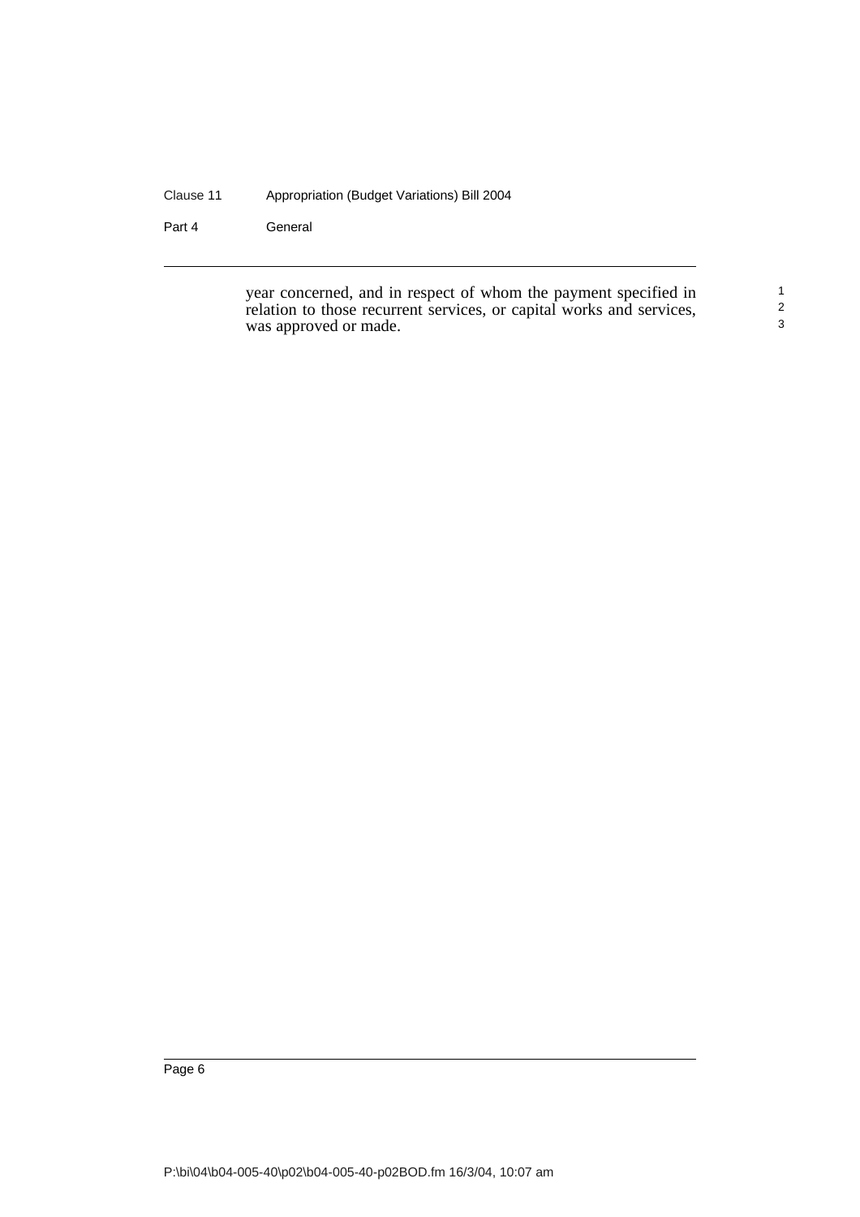year concerned, and in respect of whom the payment specified in relation to those recurrent services, or capital works and services, was approved or made.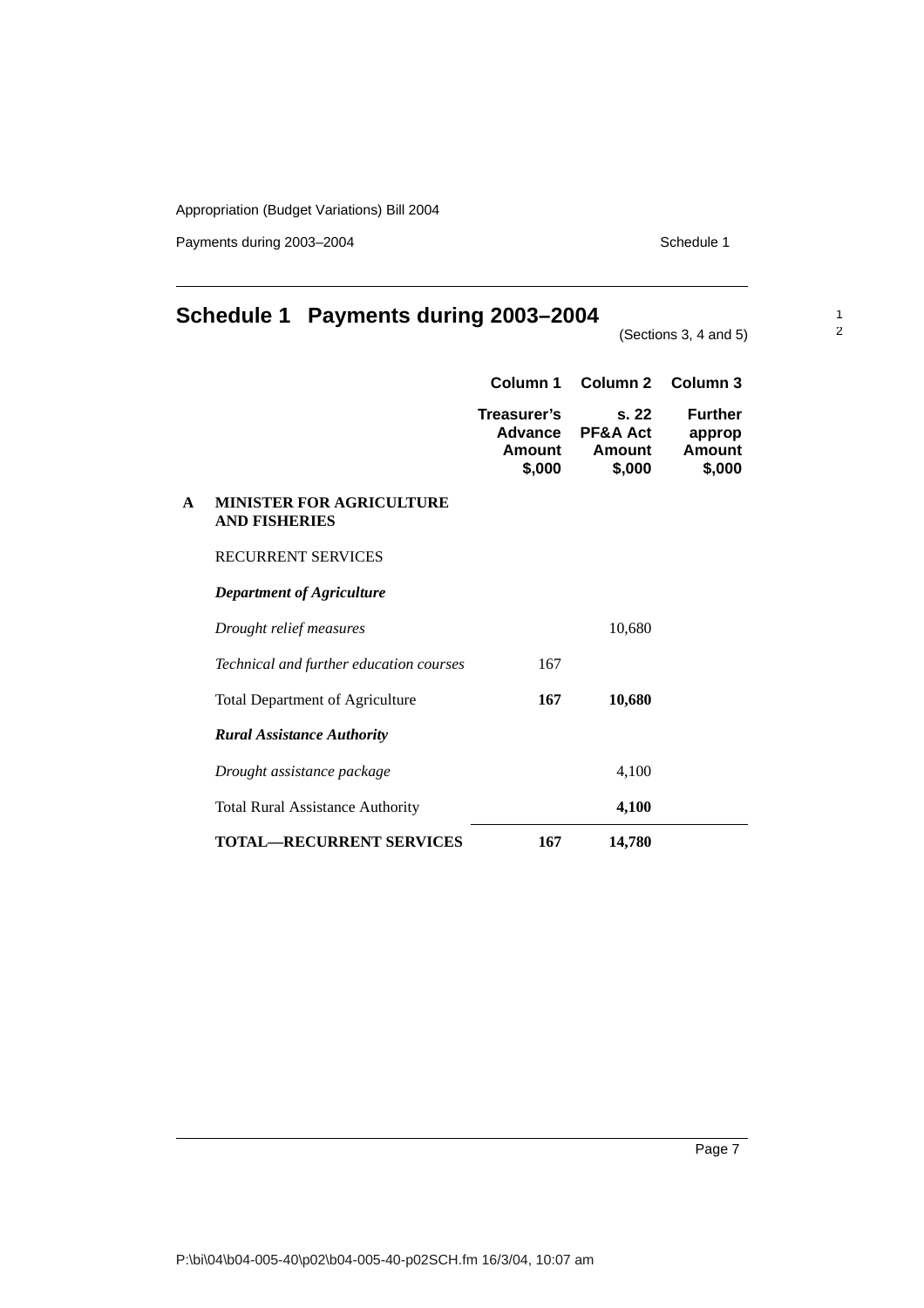# Schedule 1 Payments during 2003–2004

(Sections 3, 4 and 5)

| | | Column 1 | Column 2 | Column 3 |
|---|---|---|---|---|
| | | Treasurer's Advance Amount $,000 | s. 22 PF&A Act Amount $,000 | Further approp Amount $,000 |
| **A** | **MINISTER FOR AGRICULTURE AND FISHERIES** | | | |
| | RECURRENT SERVICES | | | |
| | ***Department of Agriculture*** | | | |
| | *Drought relief measures* | | 10,680 | |
| | *Technical and further education courses* | 167 | | |
| | Total Department of Agriculture | **167** | **10,680** | |
| | ***Rural Assistance Authority*** | | | |
| | *Drought assistance package* | | 4,100 | |
| | Total Rural Assistance Authority | | **4,100** | |
| | **TOTAL—RECURRENT SERVICES** | **167** | **14,780** | |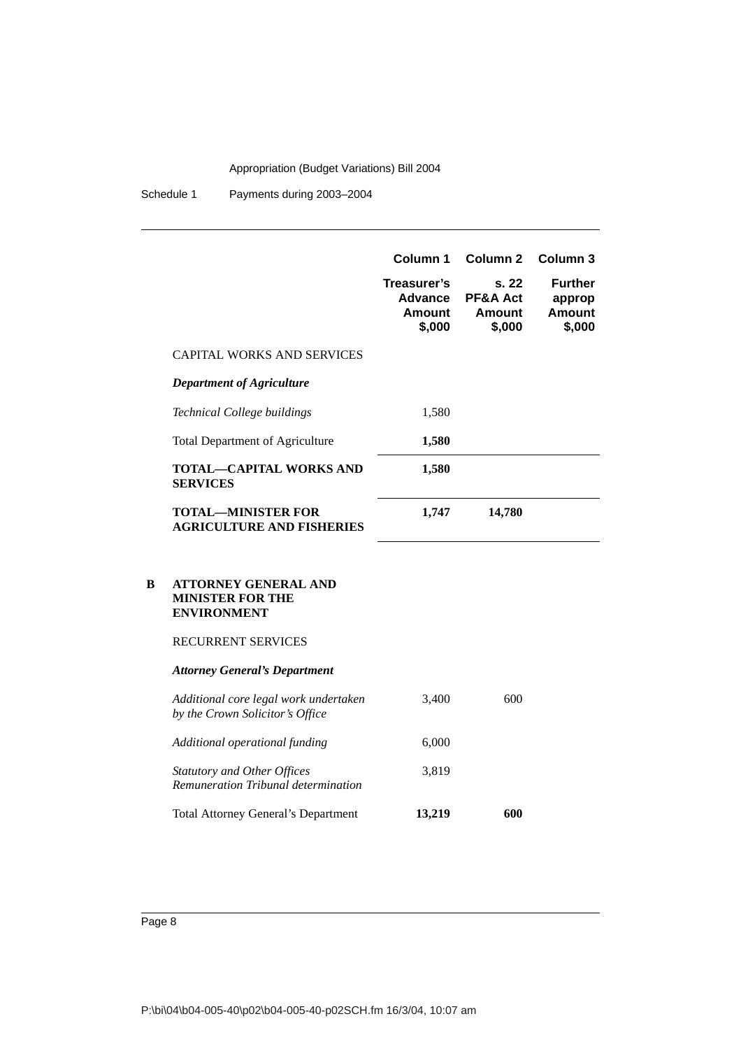| | Column 1 Treasurer's Advance Amount $,000 | Column 2 s. 22 PF&A Act Amount $,000 | Column 3 Further approp Amount $,000 |
|---|---|---|---|
| CAPITAL WORKS AND SERVICES | | | |
| ***Department of Agriculture*** | | | |
| *Technical College buildings* | 1,580 | | |
| Total Department of Agriculture | **1,580** | | |
| **TOTAL—CAPITAL WORKS AND SERVICES** | **1,580** | | |
| **TOTAL—MINISTER FOR AGRICULTURE AND FISHERIES** | **1,747** | **14,780** | |

**B ATTORNEY GENERAL AND MINISTER FOR THE ENVIRONMENT**

| | Column 1 | Column 2 | Column 3 |
|---|---|---|---|
| RECURRENT SERVICES | | | |
| ***Attorney General's Department*** | | | |
| *Additional core legal work undertaken by the Crown Solicitor's Office* | 3,400 | 600 | |
| *Additional operational funding* | 6,000 | | |
| *Statutory and Other Offices Remuneration Tribunal determination* | 3,819 | | |
| Total Attorney General's Department | **13,219** | **600** | |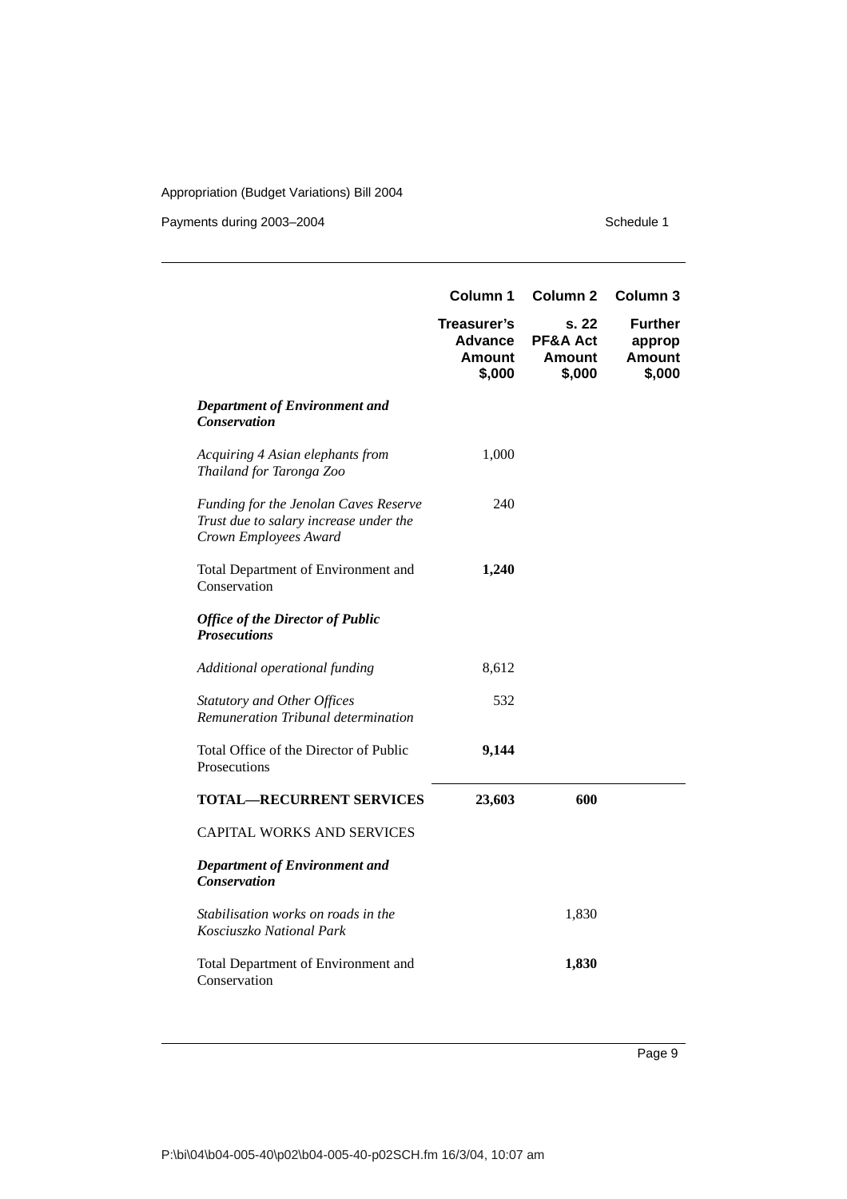| | Column 1 | Column 2 | Column 3 |
|---|---|---|---|
| | **Treasurer's Advance Amount $,000** | **s. 22 PF&A Act Amount $,000** | **Further approp Amount $,000** |
| ***Department of Environment and Conservation*** | | | |
| *Acquiring 4 Asian elephants from Thailand for Taronga Zoo* | 1,000 | | |
| *Funding for the Jenolan Caves Reserve Trust due to salary increase under the Crown Employees Award* | 240 | | |
| Total Department of Environment and Conservation | **1,240** | | |
| ***Office of the Director of Public Prosecutions*** | | | |
| *Additional operational funding* | 8,612 | | |
| *Statutory and Other Offices Remuneration Tribunal determination* | 532 | | |
| Total Office of the Director of Public Prosecutions | **9,144** | | |
| **TOTAL—RECURRENT SERVICES** | **23,603** | **600** | |
| CAPITAL WORKS AND SERVICES | | | |
| ***Department of Environment and Conservation*** | | | |
| *Stabilisation works on roads in the Kosciuszko National Park* | | 1,830 | |
| Total Department of Environment and Conservation | | **1,830** | |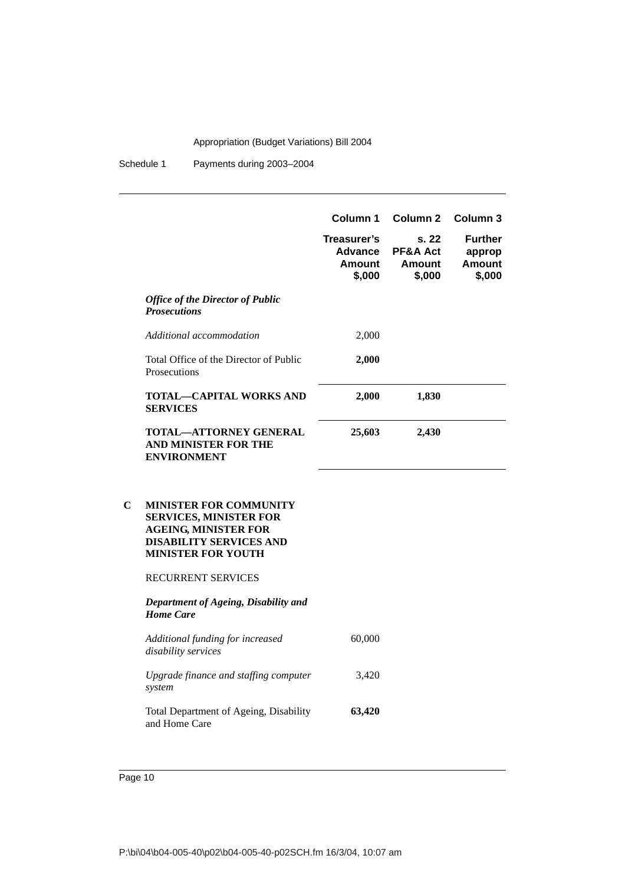| | Column 1 | Column 2 | Column 3 |
|---|---|---|---|
| | **Treasurer's Advance Amount $,000** | **s. 22 PF&A Act Amount $,000** | **Further approp Amount $,000** |
| ***Office of the Director of Public Prosecutions*** | | | |
| *Additional accommodation* | 2,000 | | |
| Total Office of the Director of Public Prosecutions | **2,000** | | |
| **TOTAL—CAPITAL WORKS AND SERVICES** | **2,000** | **1,830** | |
| **TOTAL—ATTORNEY GENERAL AND MINISTER FOR THE ENVIRONMENT** | **25,603** | **2,430** | |

**C MINISTER FOR COMMUNITY SERVICES, MINISTER FOR AGEING, MINISTER FOR DISABILITY SERVICES AND MINISTER FOR YOUTH**

RECURRENT SERVICES

| | Column 1 | Column 2 | Column 3 |
|---|---|---|---|
| ***Department of Ageing, Disability and Home Care*** | | | |
| *Additional funding for increased disability services* | 60,000 | | |
| *Upgrade finance and staffing computer system* | 3,420 | | |
| Total Department of Ageing, Disability and Home Care | **63,420** | | |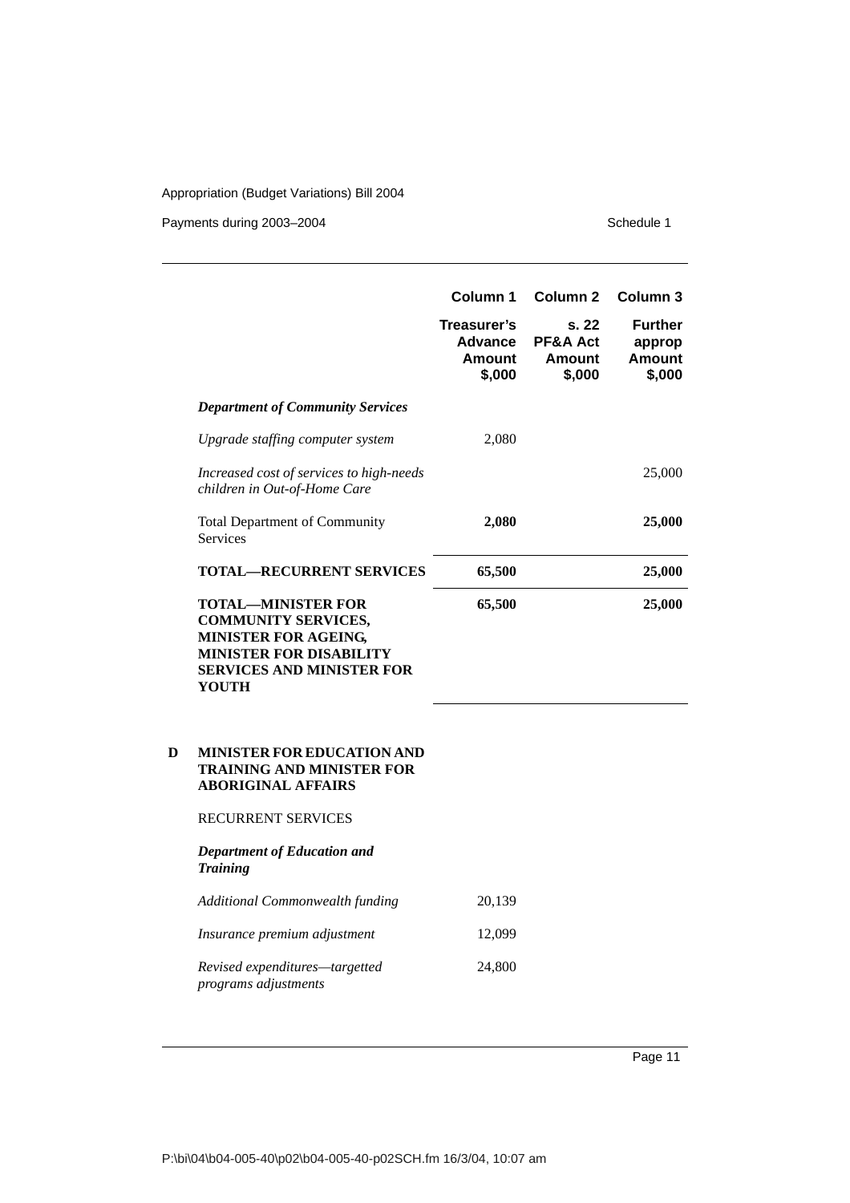| | Column 1 | Column 2 | Column 3 |
|---|---|---|---|
| | **Treasurer's Advance Amount $,000** | **s. 22 PF&A Act Amount $,000** | **Further approp Amount $,000** |
| ***Department of Community Services*** | | | |
| *Upgrade staffing computer system* | 2,080 | | |
| *Increased cost of services to high-needs children in Out-of-Home Care* | | | 25,000 |
| Total Department of Community Services | **2,080** | | **25,000** |
| **TOTAL—RECURRENT SERVICES** | **65,500** | | **25,000** |
| **TOTAL—MINISTER FOR COMMUNITY SERVICES, MINISTER FOR AGEING, MINISTER FOR DISABILITY SERVICES AND MINISTER FOR YOUTH** | **65,500** | | **25,000** |

**D MINISTER FOR EDUCATION AND TRAINING AND MINISTER FOR ABORIGINAL AFFAIRS**

RECURRENT SERVICES

| | Column 1 | Column 2 | Column 3 |
|---|---|---|---|
| ***Department of Education and Training*** | | | |
| *Additional Commonwealth funding* | 20,139 | | |
| *Insurance premium adjustment* | 12,099 | | |
| *Revised expenditures—targetted programs adjustments* | 24,800 | | |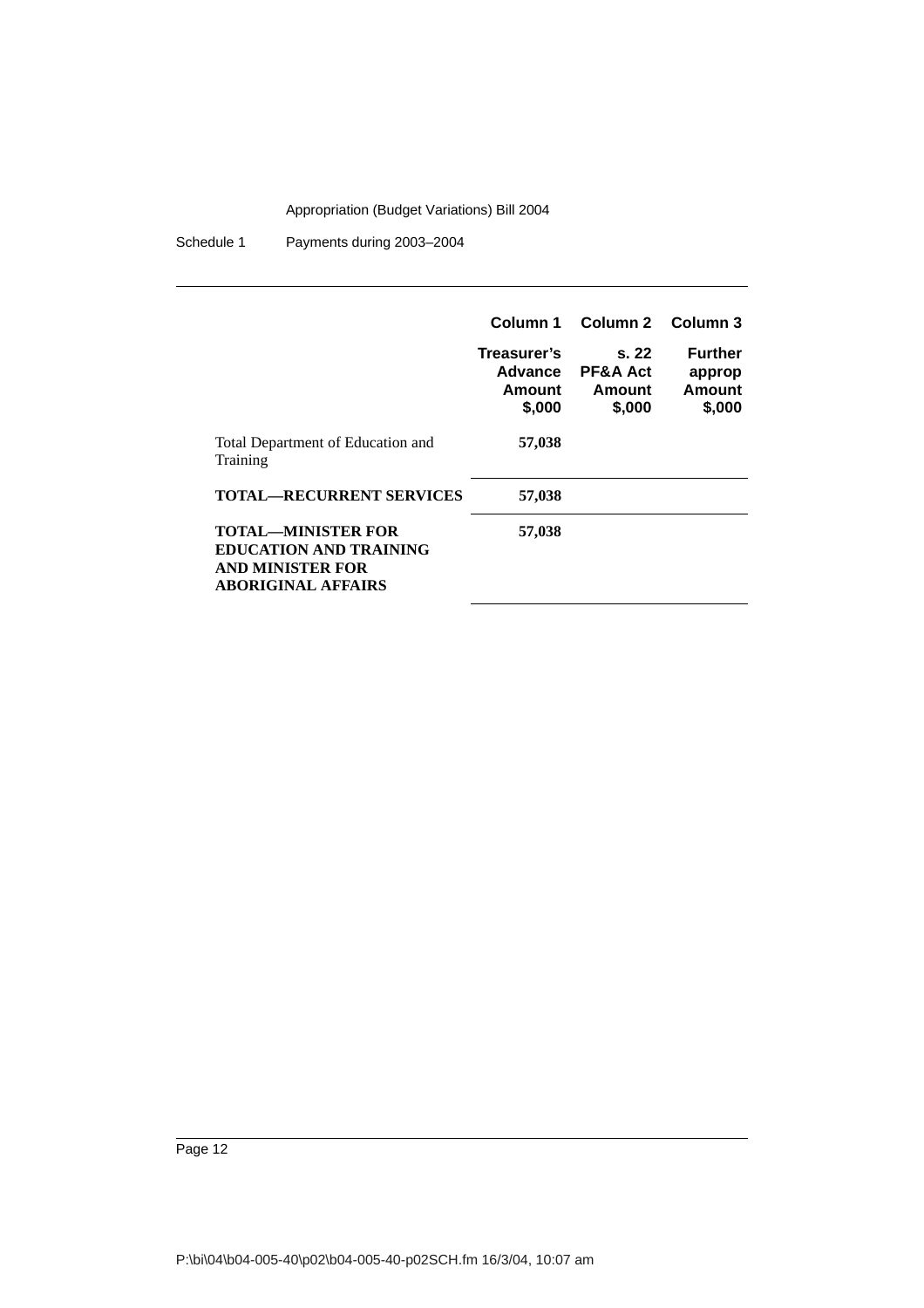| | Column 1 | Column 2 | Column 3 |
|---|---|---|---|
| | **Treasurer's Advance Amount $,000** | **s. 22 PF&A Act Amount $,000** | **Further approp Amount $,000** |
| Total Department of Education and Training | **57,038** | | |
| **TOTAL—RECURRENT SERVICES** | **57,038** | | |
| **TOTAL—MINISTER FOR EDUCATION AND TRAINING AND MINISTER FOR ABORIGINAL AFFAIRS** | **57,038** | | |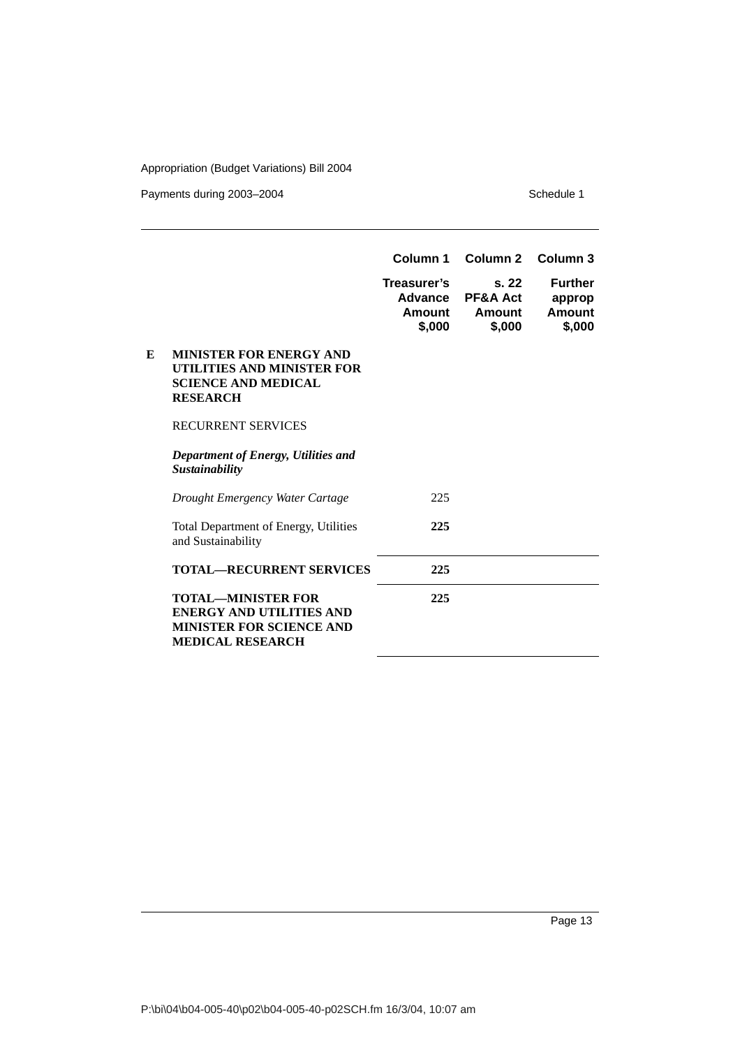| | | Column 1 | Column 2 | Column 3 |
|---|---|---|---|---|
| | | **Treasurer's Advance Amount $,000** | **s. 22 PF&A Act Amount $,000** | **Further approp Amount $,000** |
| **E** | **MINISTER FOR ENERGY AND UTILITIES AND MINISTER FOR SCIENCE AND MEDICAL RESEARCH** | | | |
| | RECURRENT SERVICES | | | |
| | ***Department of Energy, Utilities and Sustainability*** | | | |
| | *Drought Emergency Water Cartage* | 225 | | |
| | Total Department of Energy, Utilities and Sustainability | **225** | | |
| | **TOTAL—RECURRENT SERVICES** | **225** | | |
| | **TOTAL—MINISTER FOR ENERGY AND UTILITIES AND MINISTER FOR SCIENCE AND MEDICAL RESEARCH** | **225** | | |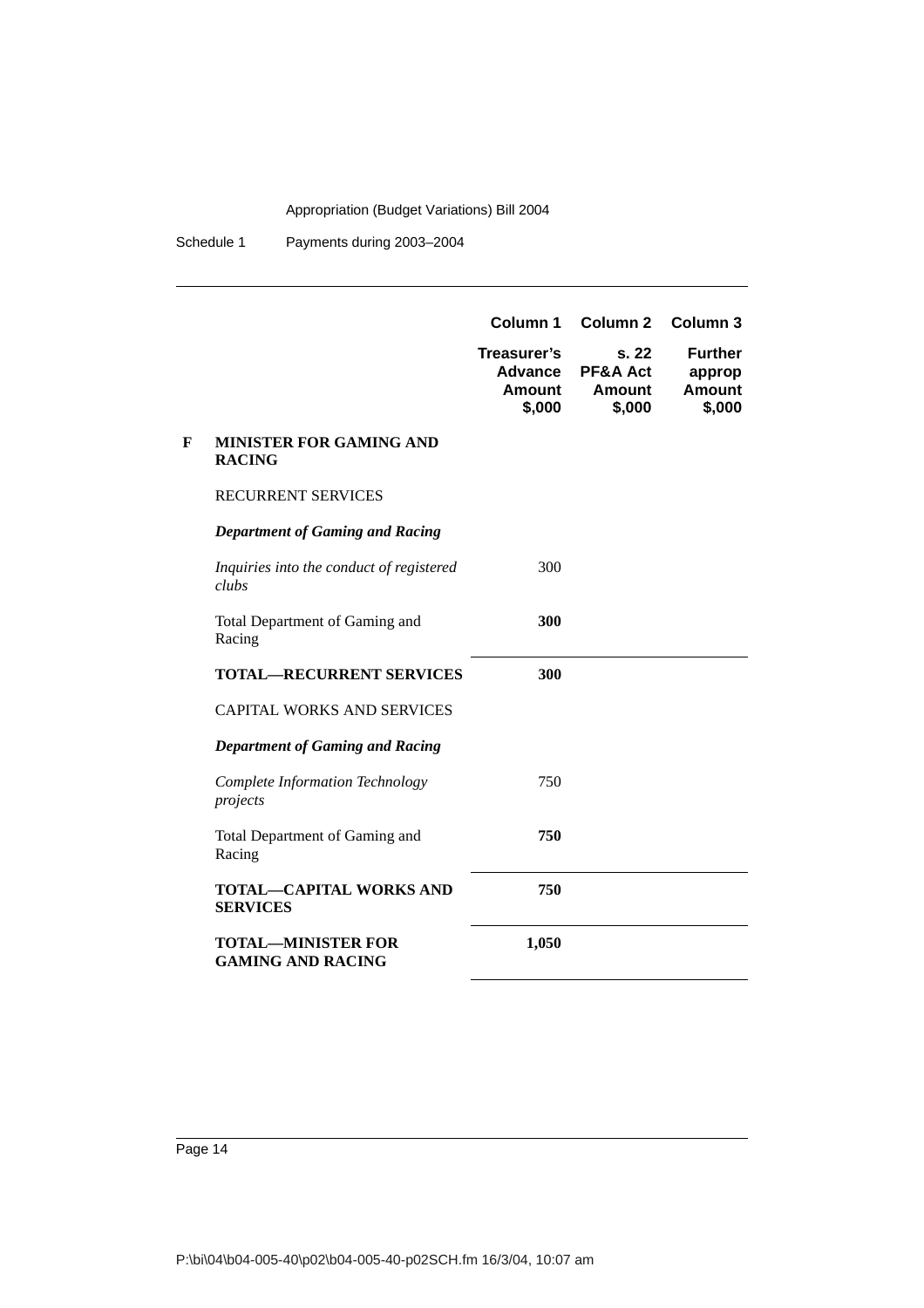| | | Column 1 | Column 2 | Column 3 |
|---|---|---|---|---|
| | | **Treasurer's Advance Amount $,000** | **s. 22 PF&A Act Amount $,000** | **Further approp Amount $,000** |
| **F** | **MINISTER FOR GAMING AND RACING** | | | |
| | RECURRENT SERVICES | | | |
| | ***Department of Gaming and Racing*** | | | |
| | *Inquiries into the conduct of registered clubs* | 300 | | |
| | Total Department of Gaming and Racing | **300** | | |
| | **TOTAL—RECURRENT SERVICES** | **300** | | |
| | CAPITAL WORKS AND SERVICES | | | |
| | ***Department of Gaming and Racing*** | | | |
| | *Complete Information Technology projects* | 750 | | |
| | Total Department of Gaming and Racing | **750** | | |
| | **TOTAL—CAPITAL WORKS AND SERVICES** | **750** | | |
| | **TOTAL—MINISTER FOR GAMING AND RACING** | **1,050** | | |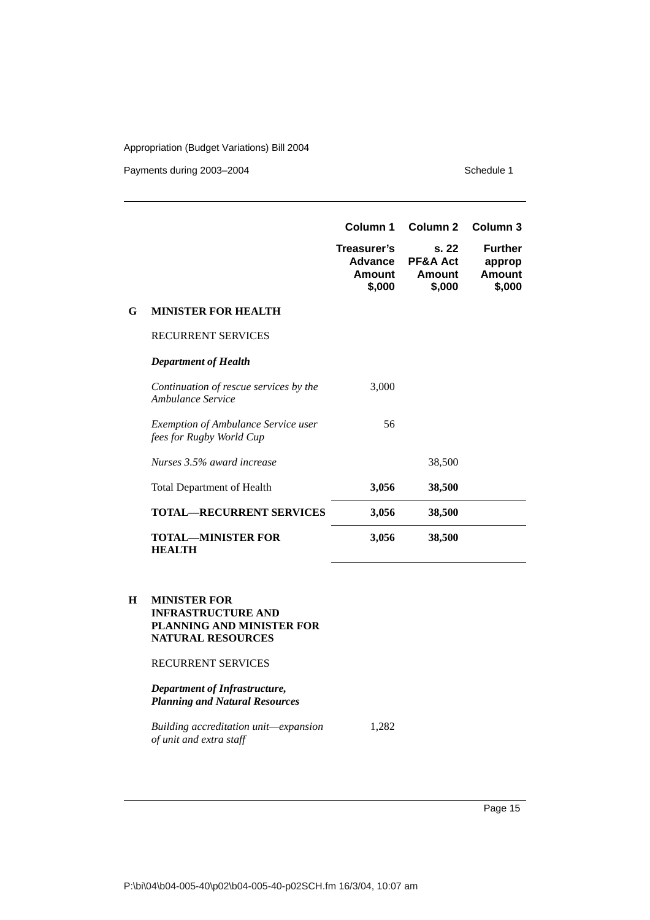| | | Column 1 | Column 2 | Column 3 |
|---|---|---|---|---|
| | | **Treasurer's Advance Amount $,000** | **s. 22 PF&A Act Amount $,000** | **Further approp Amount $,000** |
| **G** | **MINISTER FOR HEALTH** | | | |
| | RECURRENT SERVICES | | | |
| | ***Department of Health*** | | | |
| | *Continuation of rescue services by the Ambulance Service* | 3,000 | | |
| | *Exemption of Ambulance Service user fees for Rugby World Cup* | 56 | | |
| | *Nurses 3.5% award increase* | | 38,500 | |
| | Total Department of Health | **3,056** | **38,500** | |
| | **TOTAL—RECURRENT SERVICES** | **3,056** | **38,500** | |
| | **TOTAL—MINISTER FOR HEALTH** | **3,056** | **38,500** | |
| **H** | **MINISTER FOR INFRASTRUCTURE AND PLANNING AND MINISTER FOR NATURAL RESOURCES** | | | |
| | RECURRENT SERVICES | | | |
| | ***Department of Infrastructure, Planning and Natural Resources*** | | | |
| | *Building accreditation unit—expansion of unit and extra staff* | 1,282 | | |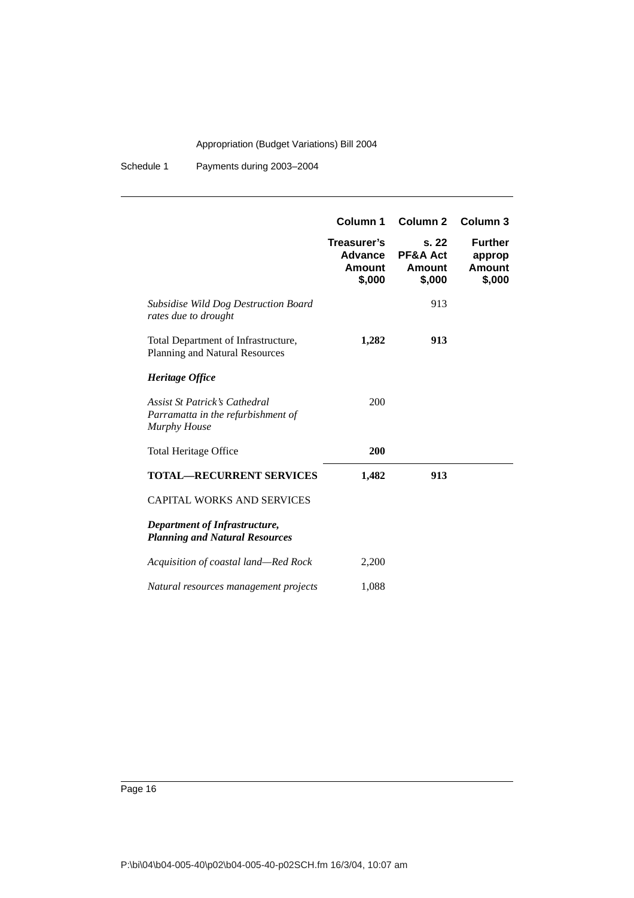| | Column 1 | Column 2 | Column 3 |
|---|---|---|---|
| | **Treasurer's Advance Amount $,000** | **s. 22 PF&A Act Amount $,000** | **Further approp Amount $,000** |
| *Subsidise Wild Dog Destruction Board rates due to drought* | | 913 | |
| Total Department of Infrastructure, Planning and Natural Resources | **1,282** | **913** | |
| ***Heritage Office*** | | | |
| *Assist St Patrick's Cathedral Parramatta in the refurbishment of Murphy House* | 200 | | |
| Total Heritage Office | **200** | | |
| **TOTAL—RECURRENT SERVICES** | **1,482** | **913** | |
| CAPITAL WORKS AND SERVICES | | | |
| ***Department of Infrastructure, Planning and Natural Resources*** | | | |
| *Acquisition of coastal land—Red Rock* | 2,200 | | |
| *Natural resources management projects* | 1,088 | | |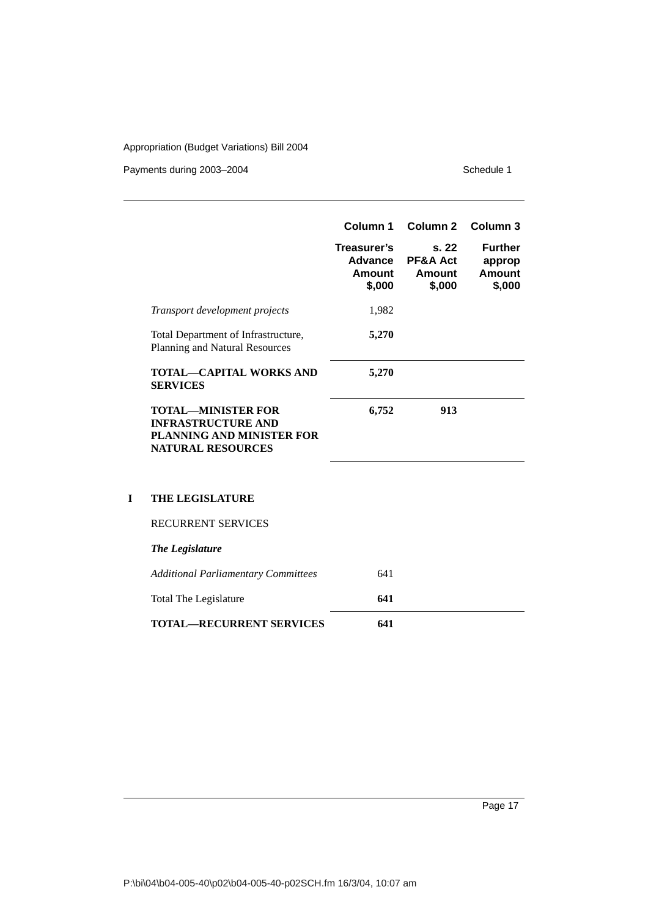| | Column 1 | Column 2 | Column 3 |
|---|---|---|---|
| | **Treasurer's Advance Amount $,000** | **s. 22 PF&A Act Amount $,000** | **Further approp Amount $,000** |
| *Transport development projects* | 1,982 | | |
| Total Department of Infrastructure, Planning and Natural Resources | **5,270** | | |
| **TOTAL—CAPITAL WORKS AND SERVICES** | **5,270** | | |
| **TOTAL—MINISTER FOR INFRASTRUCTURE AND PLANNING AND MINISTER FOR NATURAL RESOURCES** | **6,752** | **913** | |

## I THE LEGISLATURE

| | Column 1 | Column 2 | Column 3 |
|---|---|---|---|
| RECURRENT SERVICES | | | |
| ***The Legislature*** | | | |
| *Additional Parliamentary Committees* | 641 | | |
| Total The Legislature | **641** | | |
| **TOTAL—RECURRENT SERVICES** | **641** | | |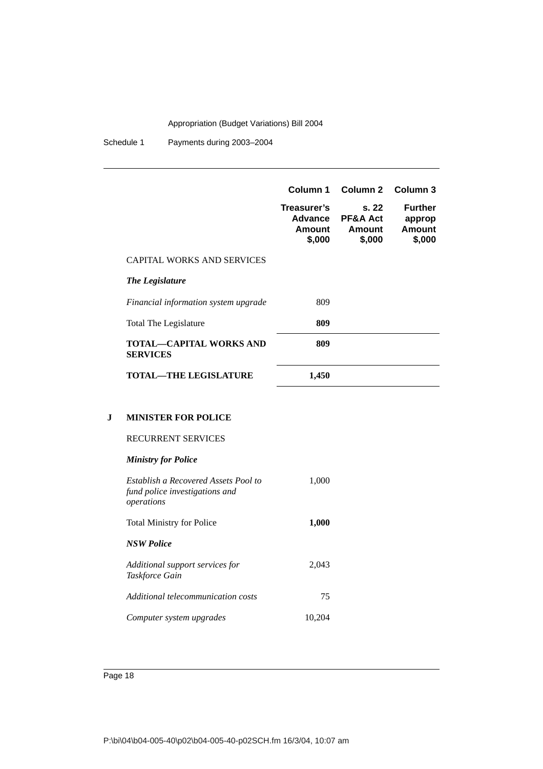| | Column 1 | Column 2 | Column 3 |
|---|---|---|---|
| | **Treasurer's Advance Amount $,000** | **s. 22 PF&A Act Amount $,000** | **Further approp Amount $,000** |
| CAPITAL WORKS AND SERVICES | | | |
| ***The Legislature*** | | | |
| *Financial information system upgrade* | 809 | | |
| Total The Legislature | **809** | | |
| **TOTAL—CAPITAL WORKS AND SERVICES** | **809** | | |
| **TOTAL—THE LEGISLATURE** | **1,450** | | |

## J MINISTER FOR POLICE

| | Column 1 | Column 2 | Column 3 |
|---|---|---|---|
| RECURRENT SERVICES | | | |
| ***Ministry for Police*** | | | |
| *Establish a Recovered Assets Pool to fund police investigations and operations* | 1,000 | | |
| Total Ministry for Police | **1,000** | | |
| ***NSW Police*** | | | |
| *Additional support services for Taskforce Gain* | 2,043 | | |
| *Additional telecommunication costs* | 75 | | |
| *Computer system upgrades* | 10,204 | | |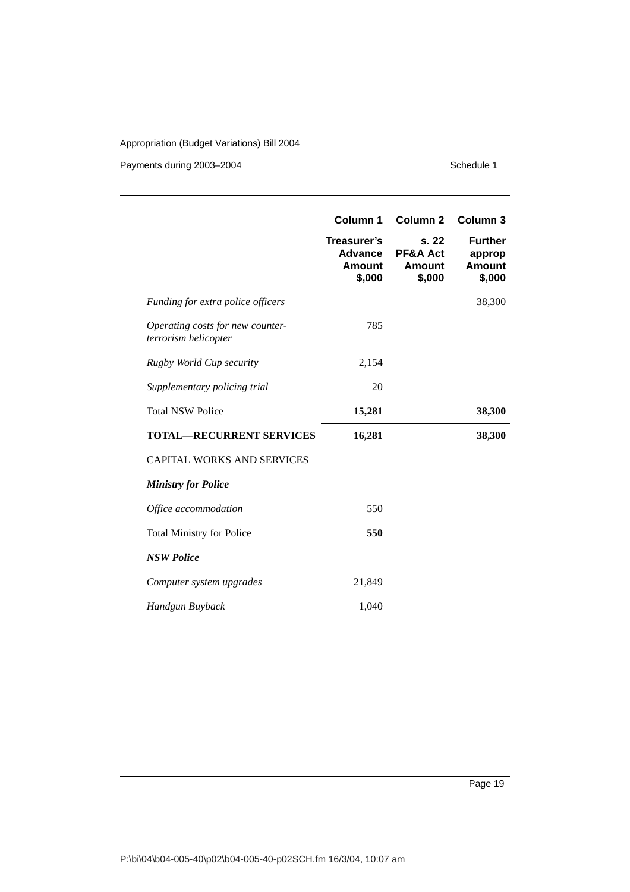| | Column 1 | Column 2 | Column 3 |
|---|---|---|---|
| | **Treasurer's Advance Amount $,000** | **s. 22 PF&A Act Amount $,000** | **Further approp Amount $,000** |
| *Funding for extra police officers* | | | 38,300 |
| *Operating costs for new counter-terrorism helicopter* | 785 | | |
| *Rugby World Cup security* | 2,154 | | |
| *Supplementary policing trial* | 20 | | |
| Total NSW Police | **15,281** | | **38,300** |
| **TOTAL—RECURRENT SERVICES** | **16,281** | | **38,300** |
| CAPITAL WORKS AND SERVICES | | | |
| ***Ministry for Police*** | | | |
| *Office accommodation* | 550 | | |
| Total Ministry for Police | **550** | | |
| ***NSW Police*** | | | |
| *Computer system upgrades* | 21,849 | | |
| *Handgun Buyback* | 1,040 | | |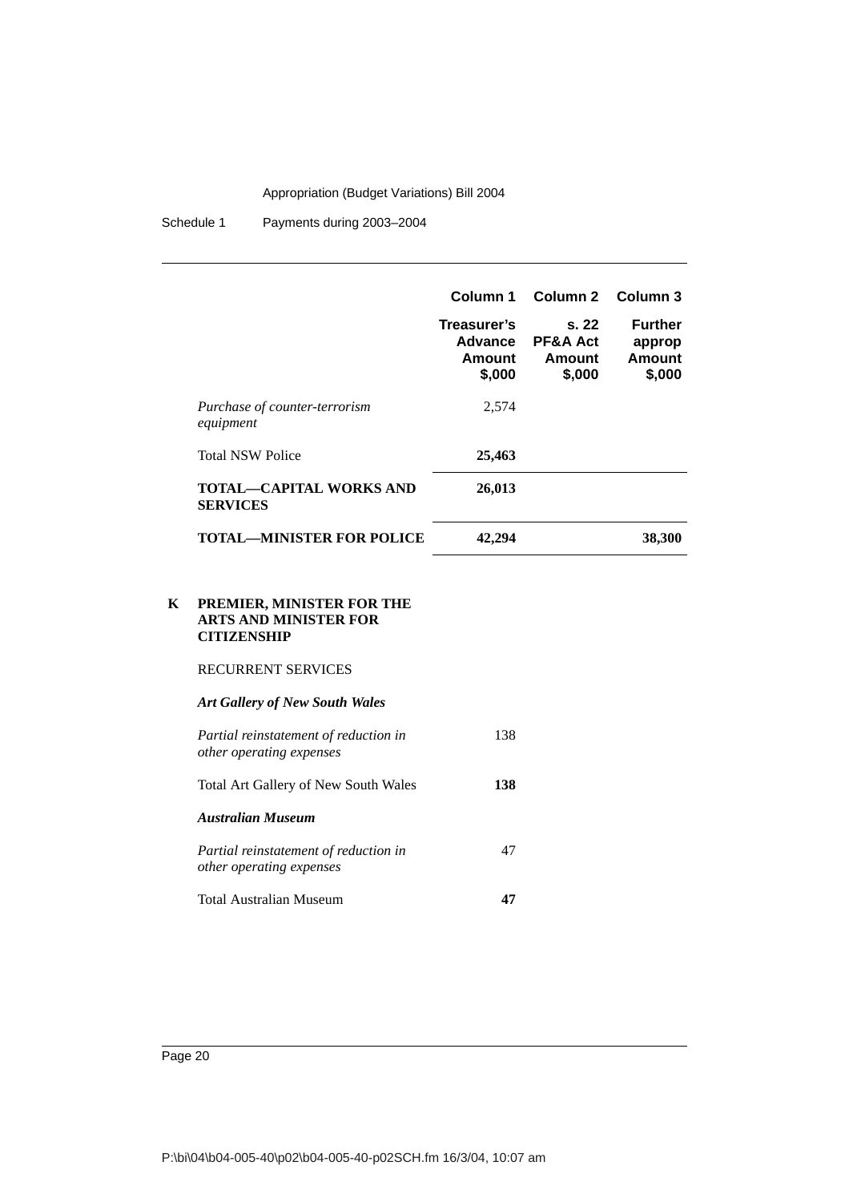| | Column 1 | Column 2 | Column 3 |
|---|---|---|---|
| | **Treasurer's Advance Amount $,000** | **s. 22 PF&A Act Amount $,000** | **Further approp Amount $,000** |
| *Purchase of counter-terrorism equipment* | 2,574 | | |
| Total NSW Police | **25,463** | | |
| **TOTAL—CAPITAL WORKS AND SERVICES** | **26,013** | | |
| **TOTAL—MINISTER FOR POLICE** | **42,294** | | **38,300** |

**K PREMIER, MINISTER FOR THE ARTS AND MINISTER FOR CITIZENSHIP**

RECURRENT SERVICES

| | Column 1 | Column 2 | Column 3 |
|---|---|---|---|
| ***Art Gallery of New South Wales*** | | | |
| *Partial reinstatement of reduction in other operating expenses* | 138 | | |
| Total Art Gallery of New South Wales | **138** | | |
| ***Australian Museum*** | | | |
| *Partial reinstatement of reduction in other operating expenses* | 47 | | |
| Total Australian Museum | **47** | | |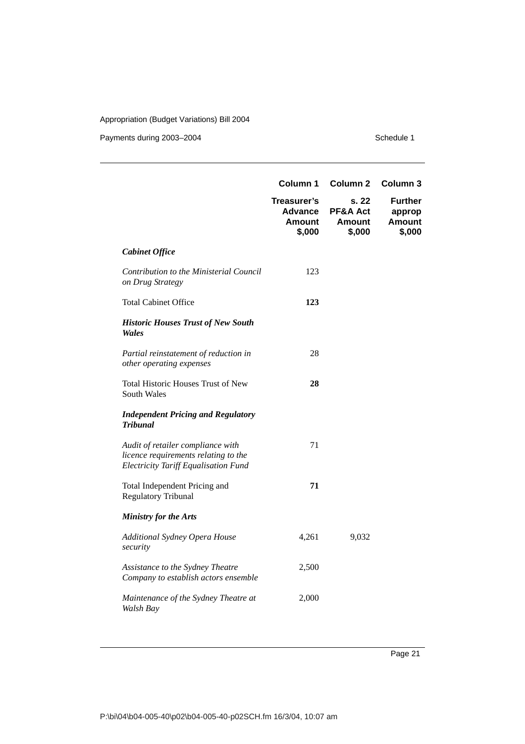| | Column 1 | Column 2 | Column 3 |
|---|---|---|---|
| | Treasurer's Advance Amount $,000 | s. 22 PF&A Act Amount $,000 | Further approp Amount $,000 |
| ***Cabinet Office*** | | | |
| *Contribution to the Ministerial Council on Drug Strategy* | 123 | | |
| Total Cabinet Office | **123** | | |
| ***Historic Houses Trust of New South Wales*** | | | |
| *Partial reinstatement of reduction in other operating expenses* | 28 | | |
| Total Historic Houses Trust of New South Wales | **28** | | |
| ***Independent Pricing and Regulatory Tribunal*** | | | |
| *Audit of retailer compliance with licence requirements relating to the Electricity Tariff Equalisation Fund* | 71 | | |
| Total Independent Pricing and Regulatory Tribunal | **71** | | |
| ***Ministry for the Arts*** | | | |
| *Additional Sydney Opera House security* | 4,261 | 9,032 | |
| *Assistance to the Sydney Theatre Company to establish actors ensemble* | 2,500 | | |
| *Maintenance of the Sydney Theatre at Walsh Bay* | 2,000 | | |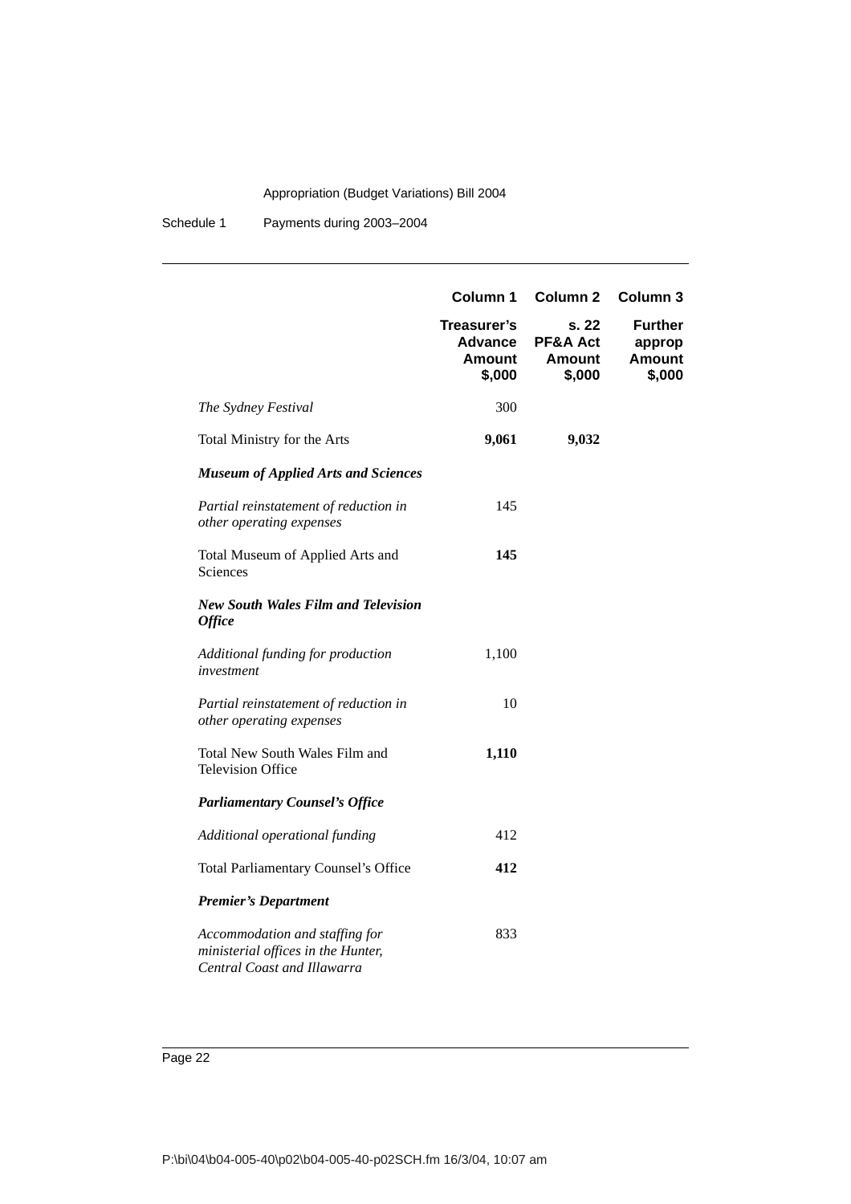| | Column 1 | Column 2 | Column 3 |
|---|---|---|---|
| | **Treasurer's Advance Amount $,000** | **s. 22 PF&A Act Amount $,000** | **Further approp Amount $,000** |
| *The Sydney Festival* | 300 | | |
| Total Ministry for the Arts | **9,061** | **9,032** | |
| ***Museum of Applied Arts and Sciences*** | | | |
| *Partial reinstatement of reduction in other operating expenses* | 145 | | |
| Total Museum of Applied Arts and Sciences | **145** | | |
| ***New South Wales Film and Television Office*** | | | |
| *Additional funding for production investment* | 1,100 | | |
| *Partial reinstatement of reduction in other operating expenses* | 10 | | |
| Total New South Wales Film and Television Office | **1,110** | | |
| ***Parliamentary Counsel's Office*** | | | |
| *Additional operational funding* | 412 | | |
| Total Parliamentary Counsel's Office | **412** | | |
| ***Premier's Department*** | | | |
| *Accommodation and staffing for ministerial offices in the Hunter, Central Coast and Illawarra* | 833 | | |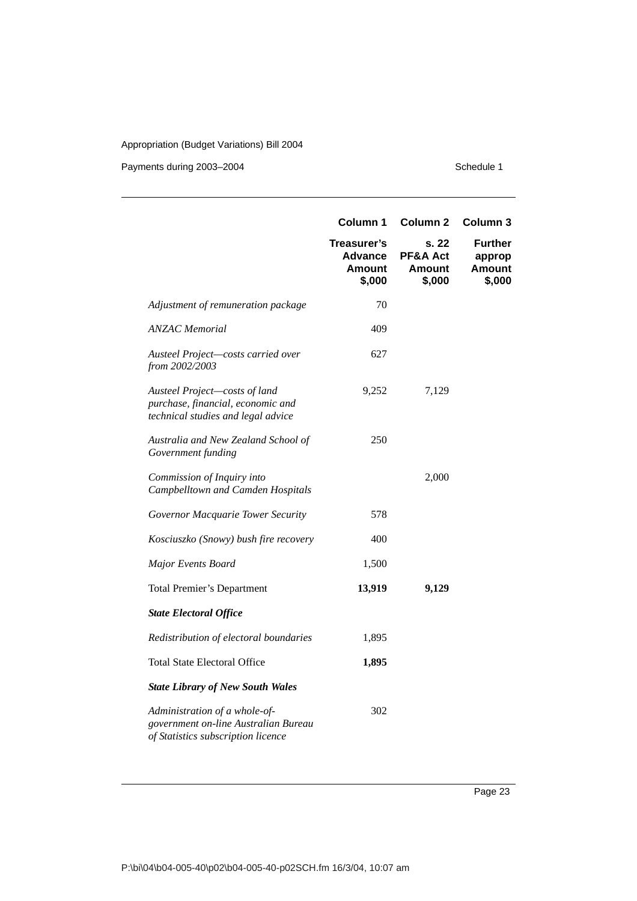| | Column 1 | Column 2 | Column 3 |
|---|---|---|---|
| | **Treasurer's Advance Amount $,000** | **s. 22 PF&A Act Amount $,000** | **Further approp Amount $,000** |
| *Adjustment of remuneration package* | 70 | | |
| *ANZAC Memorial* | 409 | | |
| *Austeel Project—costs carried over from 2002/2003* | 627 | | |
| *Austeel Project—costs of land purchase, financial, economic and technical studies and legal advice* | 9,252 | 7,129 | |
| *Australia and New Zealand School of Government funding* | 250 | | |
| *Commission of Inquiry into Campbelltown and Camden Hospitals* | | 2,000 | |
| *Governor Macquarie Tower Security* | 578 | | |
| *Kosciuszko (Snowy) bush fire recovery* | 400 | | |
| *Major Events Board* | 1,500 | | |
| Total Premier's Department | **13,919** | **9,129** | |
| ***State Electoral Office*** | | | |
| *Redistribution of electoral boundaries* | 1,895 | | |
| Total State Electoral Office | **1,895** | | |
| ***State Library of New South Wales*** | | | |
| *Administration of a whole-of-government on-line Australian Bureau of Statistics subscription licence* | 302 | | |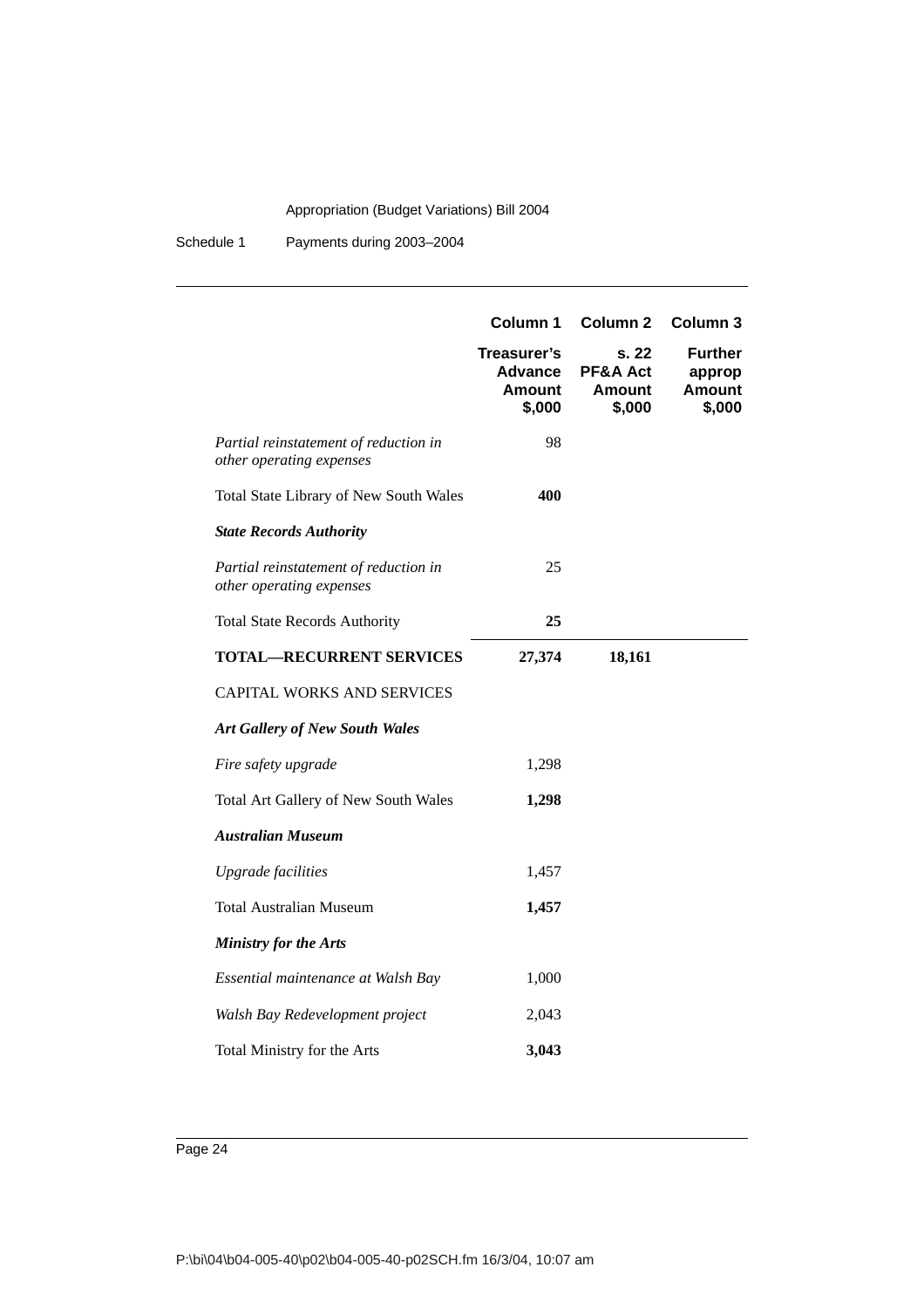| | Column 1 | Column 2 | Column 3 |
|---|---|---|---|
| | **Treasurer's Advance Amount $,000** | **s. 22 PF&A Act Amount $,000** | **Further approp Amount $,000** |
| *Partial reinstatement of reduction in other operating expenses* | 98 | | |
| Total State Library of New South Wales | **400** | | |
| ***State Records Authority*** | | | |
| *Partial reinstatement of reduction in other operating expenses* | 25 | | |
| Total State Records Authority | **25** | | |
| **TOTAL—RECURRENT SERVICES** | **27,374** | **18,161** | |
| CAPITAL WORKS AND SERVICES | | | |
| ***Art Gallery of New South Wales*** | | | |
| *Fire safety upgrade* | 1,298 | | |
| Total Art Gallery of New South Wales | **1,298** | | |
| ***Australian Museum*** | | | |
| *Upgrade facilities* | 1,457 | | |
| Total Australian Museum | **1,457** | | |
| ***Ministry for the Arts*** | | | |
| *Essential maintenance at Walsh Bay* | 1,000 | | |
| *Walsh Bay Redevelopment project* | 2,043 | | |
| Total Ministry for the Arts | **3,043** | | |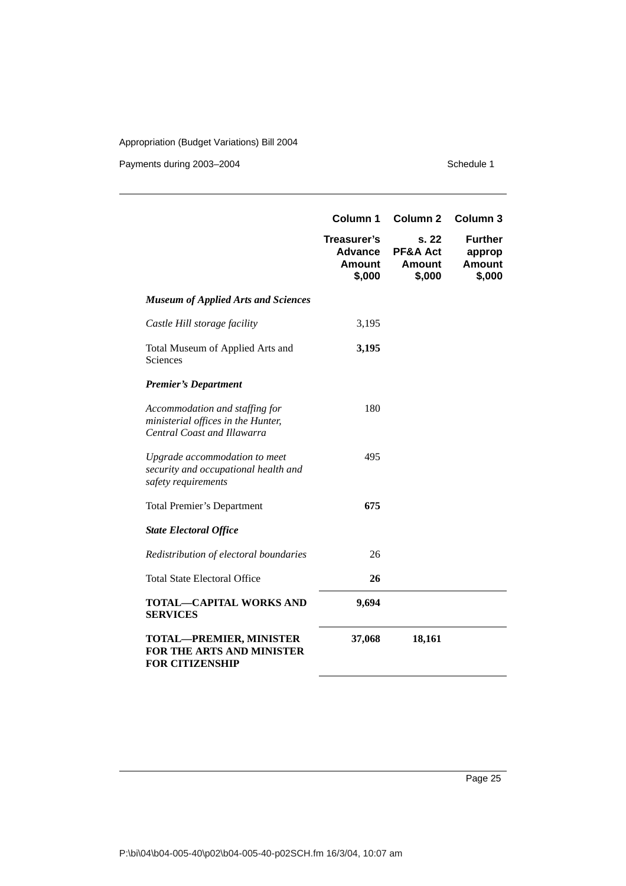| | Column 1 | Column 2 | Column 3 |
|---|---|---|---|
| | **Treasurer's Advance Amount $,000** | **s. 22 PF&A Act Amount $,000** | **Further approp Amount $,000** |
| ***Museum of Applied Arts and Sciences*** | | | |
| *Castle Hill storage facility* | 3,195 | | |
| Total Museum of Applied Arts and Sciences | **3,195** | | |
| ***Premier's Department*** | | | |
| *Accommodation and staffing for ministerial offices in the Hunter, Central Coast and Illawarra* | 180 | | |
| *Upgrade accommodation to meet security and occupational health and safety requirements* | 495 | | |
| Total Premier's Department | **675** | | |
| ***State Electoral Office*** | | | |
| *Redistribution of electoral boundaries* | 26 | | |
| Total State Electoral Office | **26** | | |
| **TOTAL—CAPITAL WORKS AND SERVICES** | **9,694** | | |
| **TOTAL—PREMIER, MINISTER FOR THE ARTS AND MINISTER FOR CITIZENSHIP** | **37,068** | **18,161** | |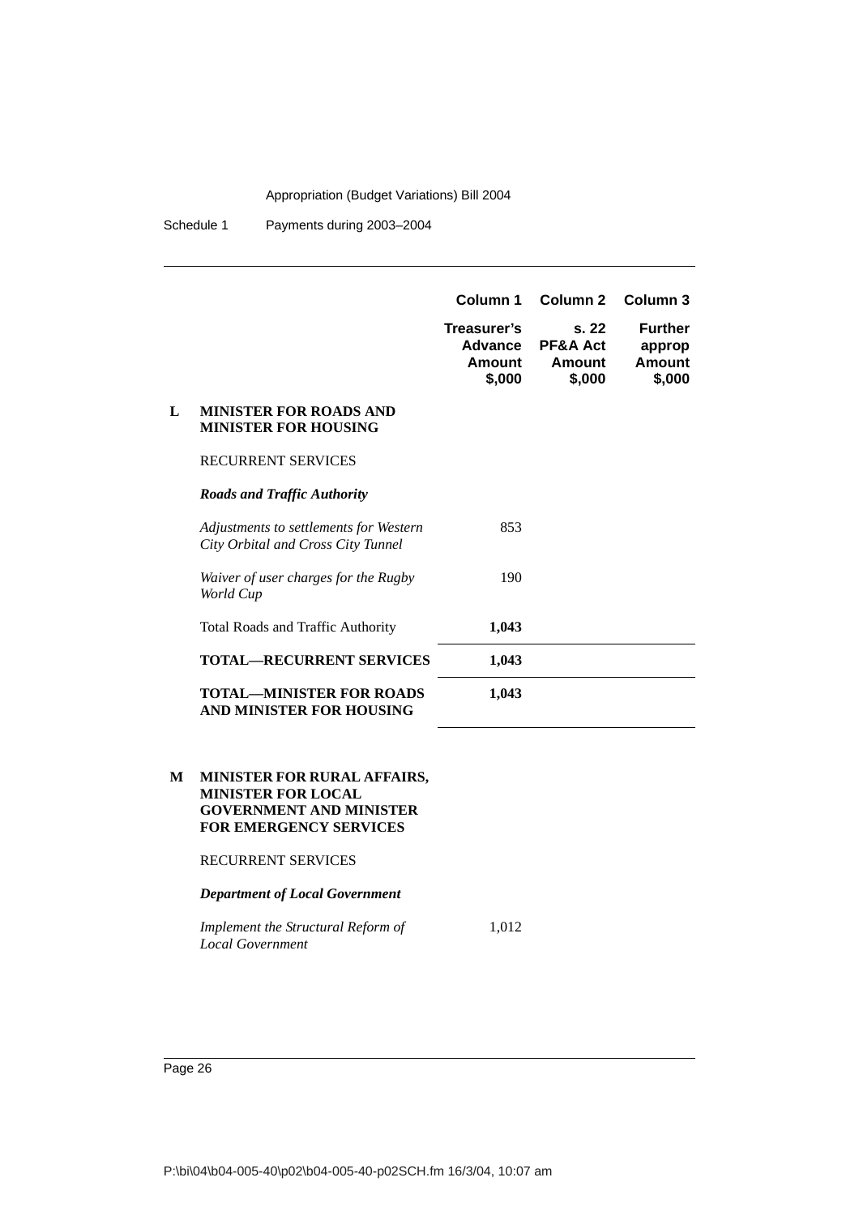| | Column 1 | Column 2 | Column 3 |
|---|---|---|---|
| | **Treasurer's Advance Amount $,000** | **s. 22 PF&A Act Amount $,000** | **Further approp Amount $,000** |
| **L MINISTER FOR ROADS AND MINISTER FOR HOUSING** | | | |
| RECURRENT SERVICES | | | |
| ***Roads and Traffic Authority*** | | | |
| *Adjustments to settlements for Western City Orbital and Cross City Tunnel* | 853 | | |
| *Waiver of user charges for the Rugby World Cup* | 190 | | |
| Total Roads and Traffic Authority | **1,043** | | |
| **TOTAL—RECURRENT SERVICES** | **1,043** | | |
| **TOTAL—MINISTER FOR ROADS AND MINISTER FOR HOUSING** | **1,043** | | |
| **M MINISTER FOR RURAL AFFAIRS, MINISTER FOR LOCAL GOVERNMENT AND MINISTER FOR EMERGENCY SERVICES** | | | |
| RECURRENT SERVICES | | | |
| ***Department of Local Government*** | | | |
| *Implement the Structural Reform of Local Government* | 1,012 | | |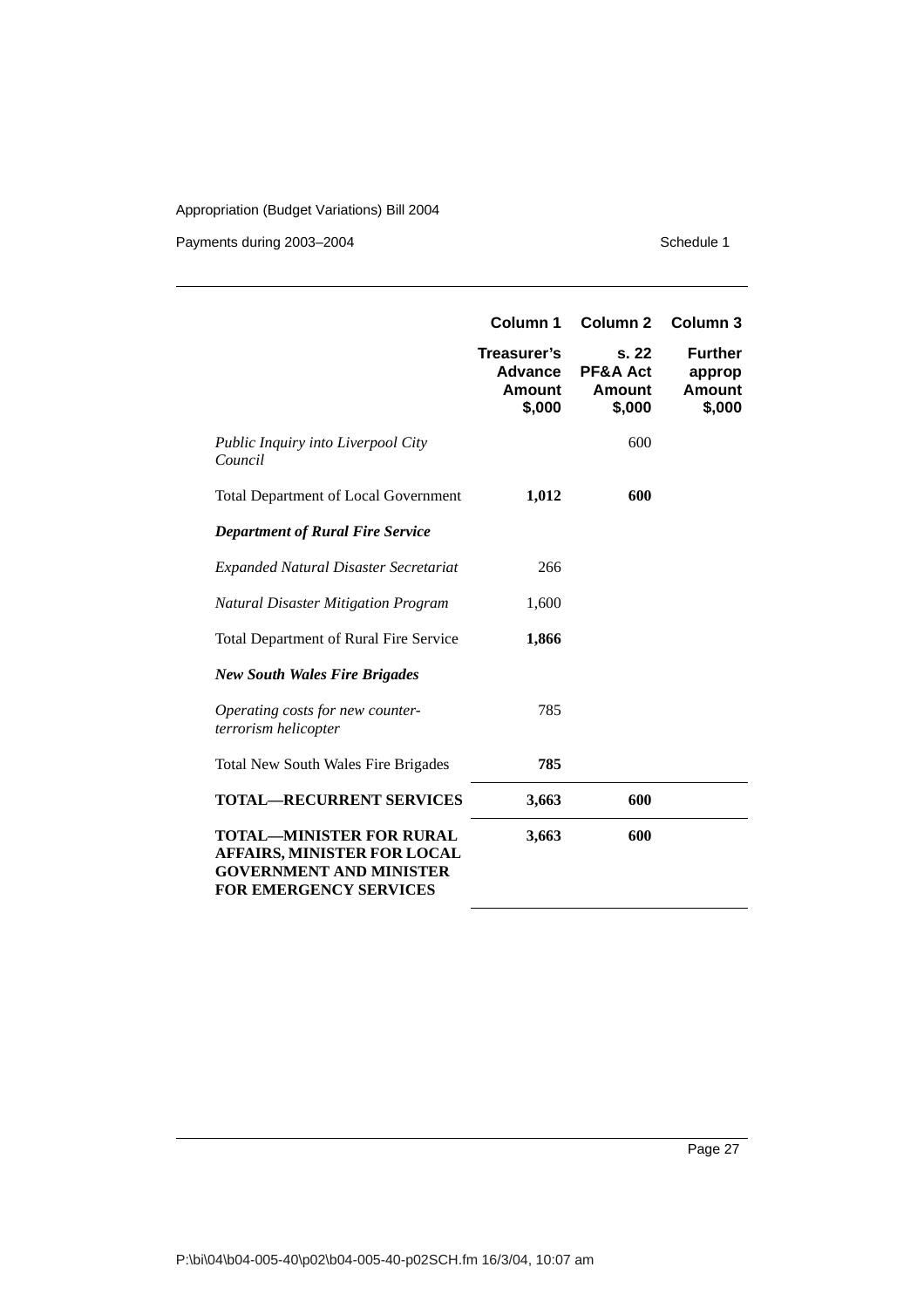| | Column 1 | Column 2 | Column 3 |
|---|---|---|---|
| | **Treasurer's Advance Amount $,000** | **s. 22 PF&A Act Amount $,000** | **Further approp Amount $,000** |
| *Public Inquiry into Liverpool City Council* | | 600 | |
| Total Department of Local Government | **1,012** | **600** | |
| ***Department of Rural Fire Service*** | | | |
| *Expanded Natural Disaster Secretariat* | 266 | | |
| *Natural Disaster Mitigation Program* | 1,600 | | |
| Total Department of Rural Fire Service | **1,866** | | |
| ***New South Wales Fire Brigades*** | | | |
| *Operating costs for new counter-terrorism helicopter* | 785 | | |
| Total New South Wales Fire Brigades | **785** | | |
| **TOTAL—RECURRENT SERVICES** | **3,663** | **600** | |
| **TOTAL—MINISTER FOR RURAL AFFAIRS, MINISTER FOR LOCAL GOVERNMENT AND MINISTER FOR EMERGENCY SERVICES** | **3,663** | **600** | |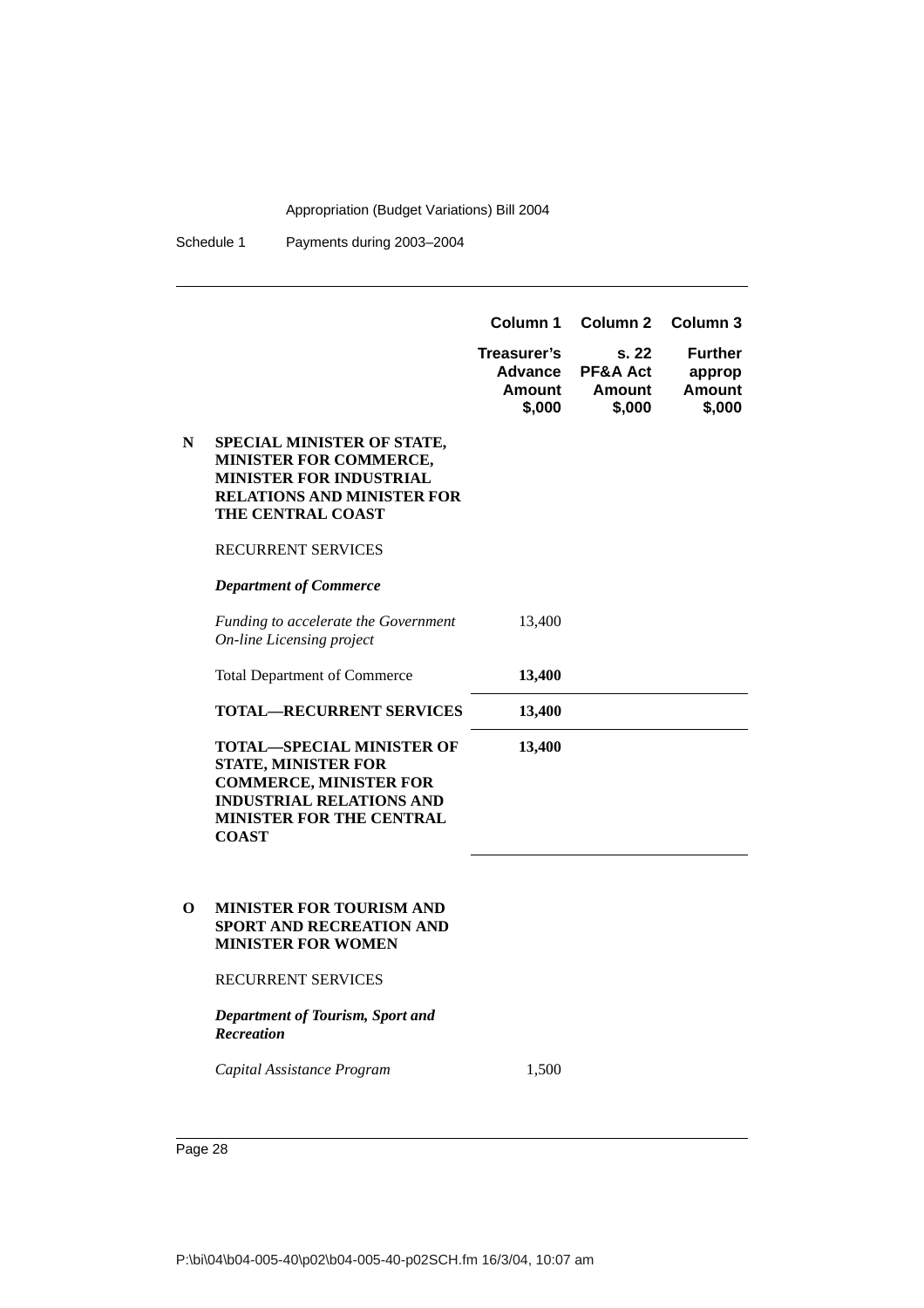| | | Column 1 | Column 2 | Column 3 |
|---|---|---|---|---|
| | | **Treasurer's Advance Amount $,000** | **s. 22 PF&A Act Amount $,000** | **Further approp Amount $,000** |
| **N** | **SPECIAL MINISTER OF STATE, MINISTER FOR COMMERCE, MINISTER FOR INDUSTRIAL RELATIONS AND MINISTER FOR THE CENTRAL COAST** | | | |
| | RECURRENT SERVICES | | | |
| | ***Department of Commerce*** | | | |
| | *Funding to accelerate the Government On-line Licensing project* | 13,400 | | |
| | Total Department of Commerce | **13,400** | | |
| | **TOTAL—RECURRENT SERVICES** | **13,400** | | |
| | **TOTAL—SPECIAL MINISTER OF STATE, MINISTER FOR COMMERCE, MINISTER FOR INDUSTRIAL RELATIONS AND MINISTER FOR THE CENTRAL COAST** | **13,400** | | |
| **O** | **MINISTER FOR TOURISM AND SPORT AND RECREATION AND MINISTER FOR WOMEN** | | | |
| | RECURRENT SERVICES | | | |
| | ***Department of Tourism, Sport and Recreation*** | | | |
| | *Capital Assistance Program* | 1,500 | | |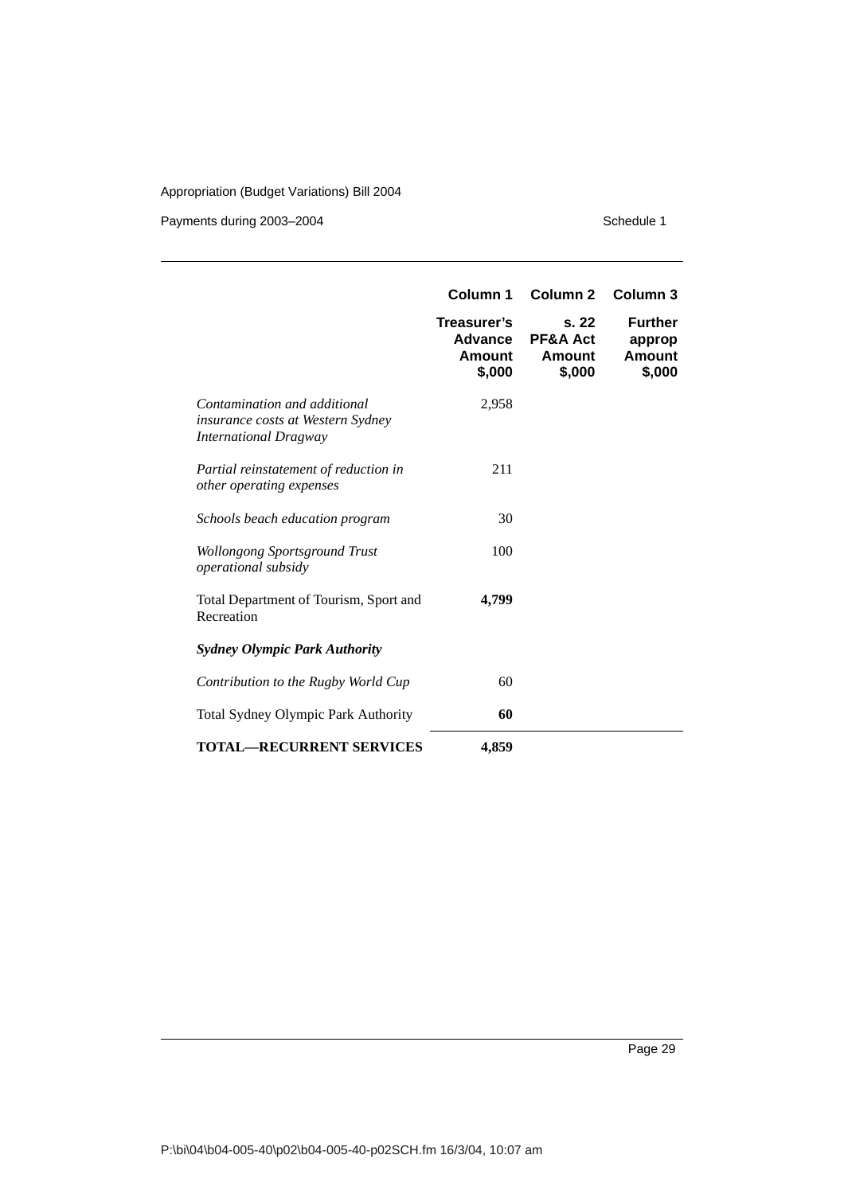| | Column 1 | Column 2 | Column 3 |
|---|---|---|---|
| | **Treasurer's Advance Amount $,000** | **s. 22 PF&A Act Amount $,000** | **Further approp Amount $,000** |
| *Contamination and additional insurance costs at Western Sydney International Dragway* | 2,958 | | |
| *Partial reinstatement of reduction in other operating expenses* | 211 | | |
| *Schools beach education program* | 30 | | |
| *Wollongong Sportsground Trust operational subsidy* | 100 | | |
| Total Department of Tourism, Sport and Recreation | **4,799** | | |
| ***Sydney Olympic Park Authority*** | | | |
| *Contribution to the Rugby World Cup* | 60 | | |
| Total Sydney Olympic Park Authority | **60** | | |
| **TOTAL—RECURRENT SERVICES** | **4,859** | | |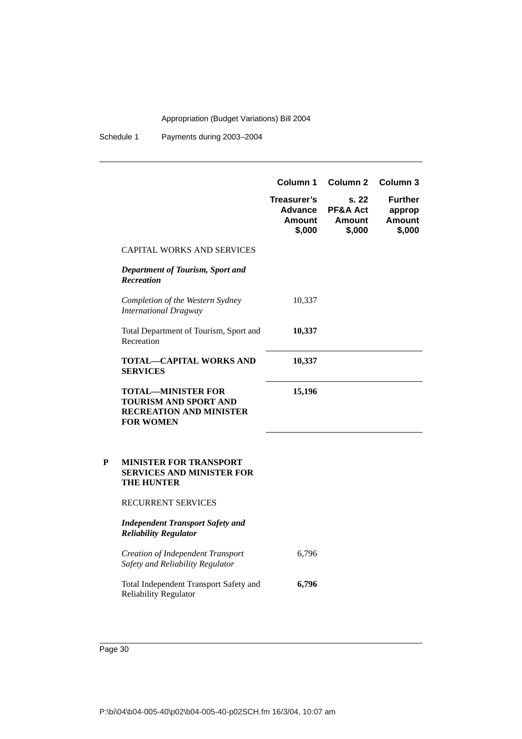| | Column 1 | Column 2 | Column 3 |
|---|---|---|---|
| | **Treasurer's Advance Amount $,000** | **s. 22 PF&A Act Amount $,000** | **Further approp Amount $,000** |
| CAPITAL WORKS AND SERVICES | | | |
| ***Department of Tourism, Sport and Recreation*** | | | |
| *Completion of the Western Sydney International Dragway* | 10,337 | | |
| Total Department of Tourism, Sport and Recreation | **10,337** | | |
| **TOTAL—CAPITAL WORKS AND SERVICES** | **10,337** | | |
| **TOTAL—MINISTER FOR TOURISM AND SPORT AND RECREATION AND MINISTER FOR WOMEN** | **15,196** | | |

**P MINISTER FOR TRANSPORT SERVICES AND MINISTER FOR THE HUNTER**

| | Column 1 | Column 2 | Column 3 |
|---|---|---|---|
| RECURRENT SERVICES | | | |
| ***Independent Transport Safety and Reliability Regulator*** | | | |
| *Creation of Independent Transport Safety and Reliability Regulator* | 6,796 | | |
| Total Independent Transport Safety and Reliability Regulator | **6,796** | | |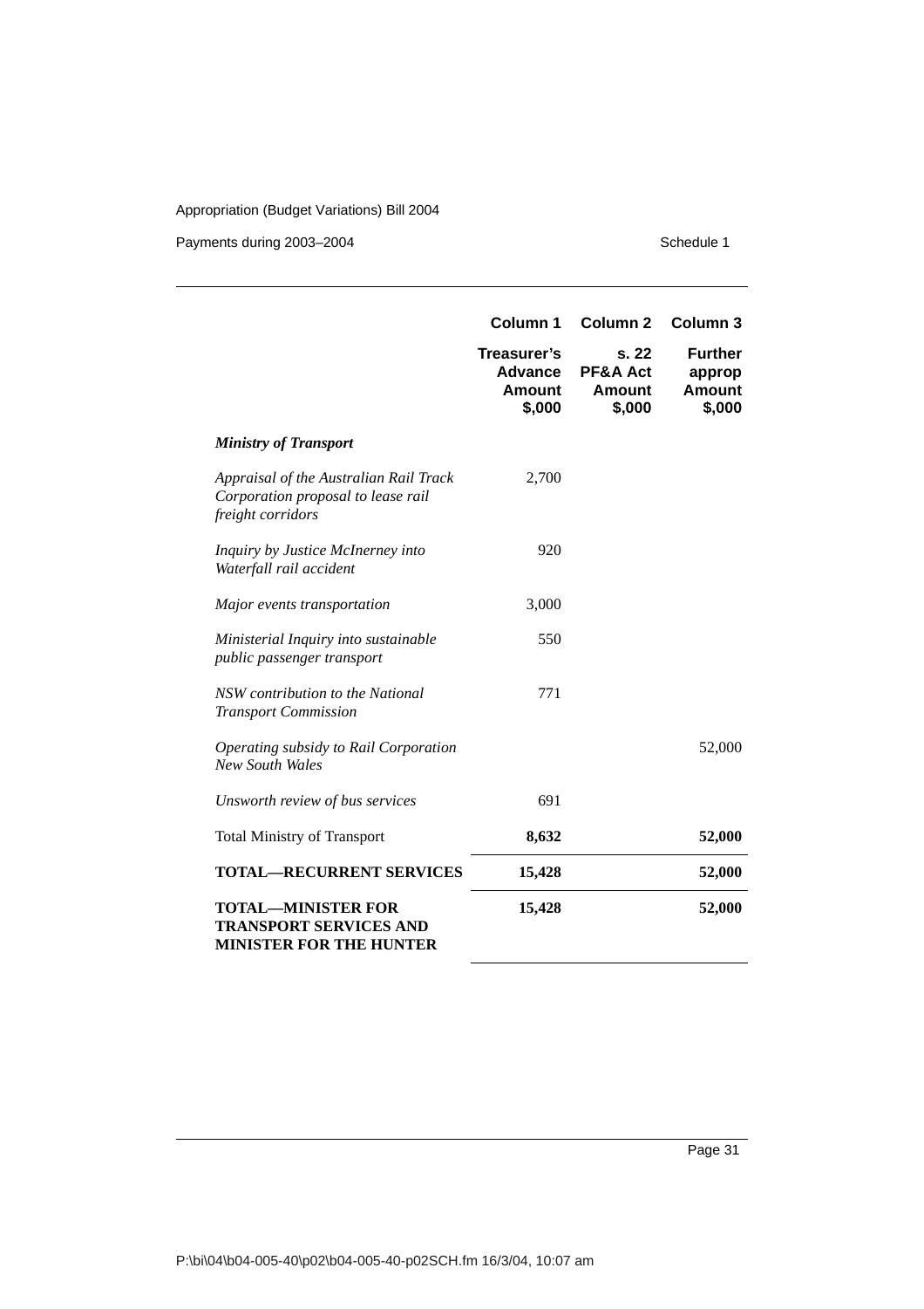| | Column 1 | Column 2 | Column 3 |
|---|---|---|---|
| | **Treasurer's Advance Amount $,000** | **s. 22 PF&A Act Amount $,000** | **Further approp Amount $,000** |
| ***Ministry of Transport*** | | | |
| *Appraisal of the Australian Rail Track Corporation proposal to lease rail freight corridors* | 2,700 | | |
| *Inquiry by Justice McInerney into Waterfall rail accident* | 920 | | |
| *Major events transportation* | 3,000 | | |
| *Ministerial Inquiry into sustainable public passenger transport* | 550 | | |
| *NSW contribution to the National Transport Commission* | 771 | | |
| *Operating subsidy to Rail Corporation New South Wales* | | | 52,000 |
| *Unsworth review of bus services* | 691 | | |
| Total Ministry of Transport | **8,632** | | **52,000** |
| **TOTAL—RECURRENT SERVICES** | **15,428** | | **52,000** |
| **TOTAL—MINISTER FOR TRANSPORT SERVICES AND MINISTER FOR THE HUNTER** | **15,428** | | **52,000** |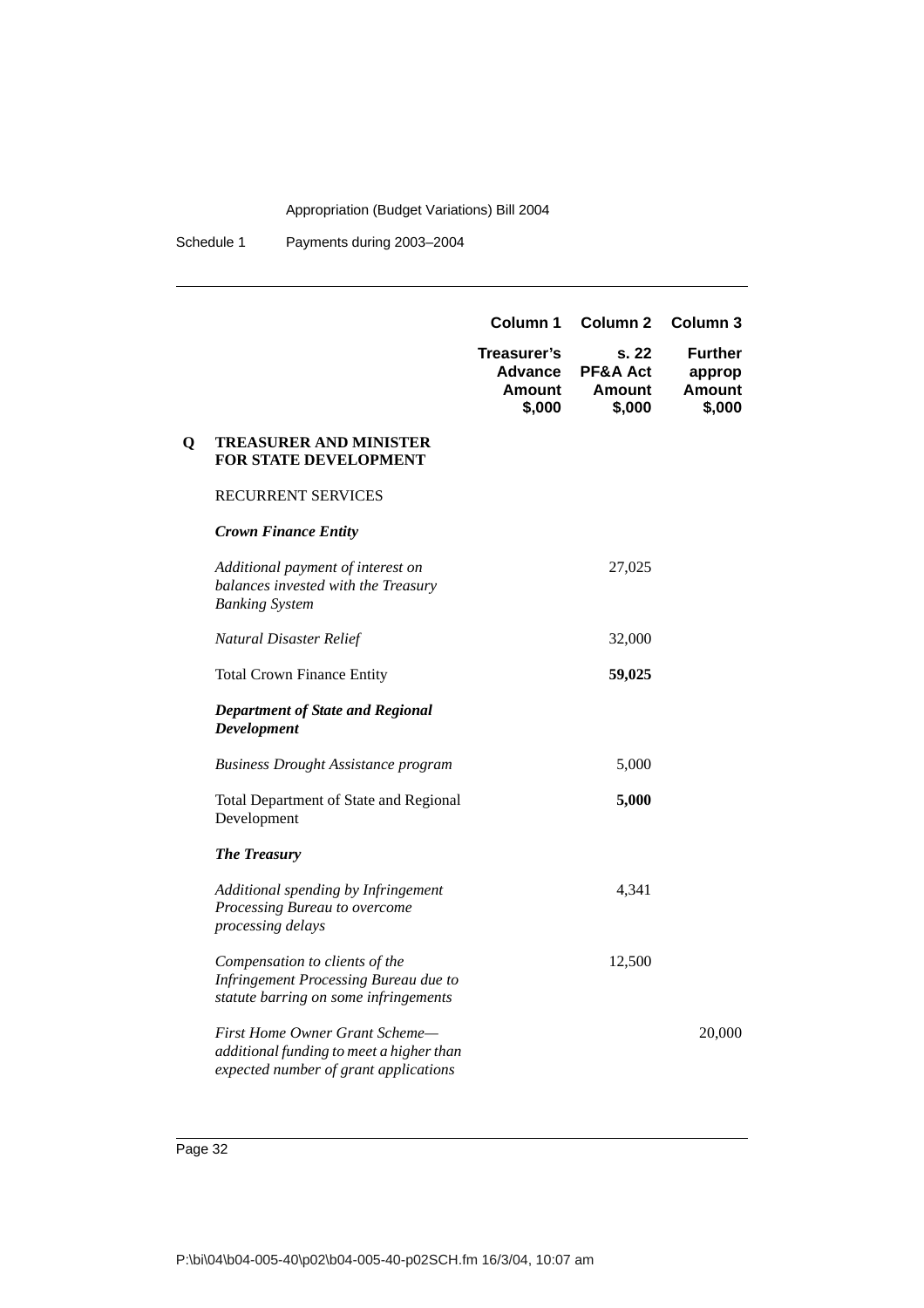| | | Column 1 | Column 2 | Column 3 |
|---|---|---|---|---|
| | | **Treasurer's Advance Amount $,000** | **s. 22 PF&A Act Amount $,000** | **Further approp Amount $,000** |
| **Q** | **TREASURER AND MINISTER FOR STATE DEVELOPMENT** | | | |
| | RECURRENT SERVICES | | | |
| | ***Crown Finance Entity*** | | | |
| | *Additional payment of interest on balances invested with the Treasury Banking System* | | 27,025 | |
| | *Natural Disaster Relief* | | 32,000 | |
| | Total Crown Finance Entity | | **59,025** | |
| | ***Department of State and Regional Development*** | | | |
| | *Business Drought Assistance program* | | 5,000 | |
| | Total Department of State and Regional Development | | **5,000** | |
| | ***The Treasury*** | | | |
| | *Additional spending by Infringement Processing Bureau to overcome processing delays* | | 4,341 | |
| | *Compensation to clients of the Infringement Processing Bureau due to statute barring on some infringements* | | 12,500 | |
| | *First Home Owner Grant Scheme—additional funding to meet a higher than expected number of grant applications* | | | 20,000 |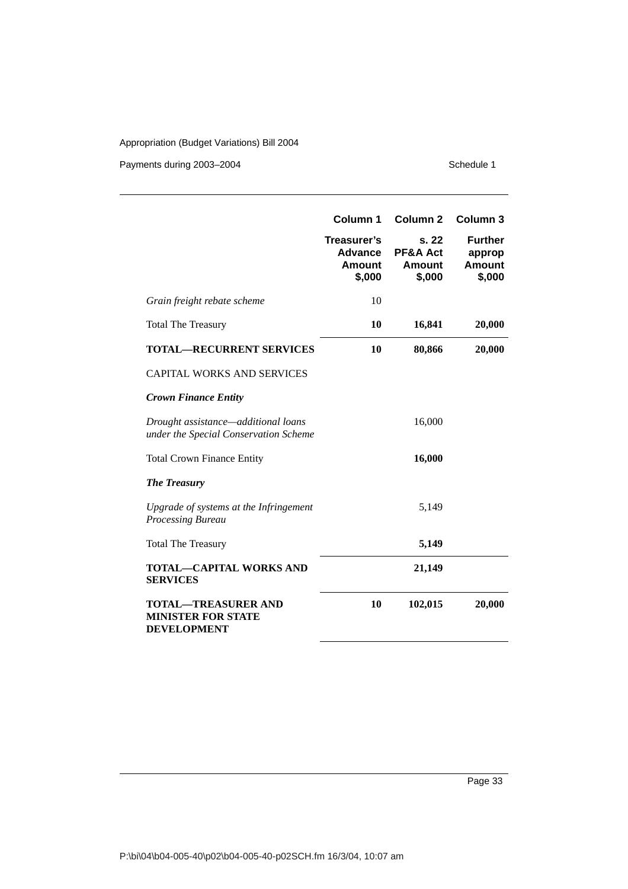| | Column 1 | Column 2 | Column 3 |
|---|---|---|---|
| | **Treasurer's Advance Amount $,000** | **s. 22 PF&A Act Amount $,000** | **Further approp Amount $,000** |
| *Grain freight rebate scheme* | 10 | | |
| Total The Treasury | **10** | **16,841** | **20,000** |
| **TOTAL—RECURRENT SERVICES** | **10** | **80,866** | **20,000** |
| CAPITAL WORKS AND SERVICES | | | |
| ***Crown Finance Entity*** | | | |
| *Drought assistance—additional loans under the Special Conservation Scheme* | | 16,000 | |
| Total Crown Finance Entity | | **16,000** | |
| ***The Treasury*** | | | |
| *Upgrade of systems at the Infringement Processing Bureau* | | 5,149 | |
| Total The Treasury | | **5,149** | |
| **TOTAL—CAPITAL WORKS AND SERVICES** | | **21,149** | |
| **TOTAL—TREASURER AND MINISTER FOR STATE DEVELOPMENT** | **10** | **102,015** | **20,000** |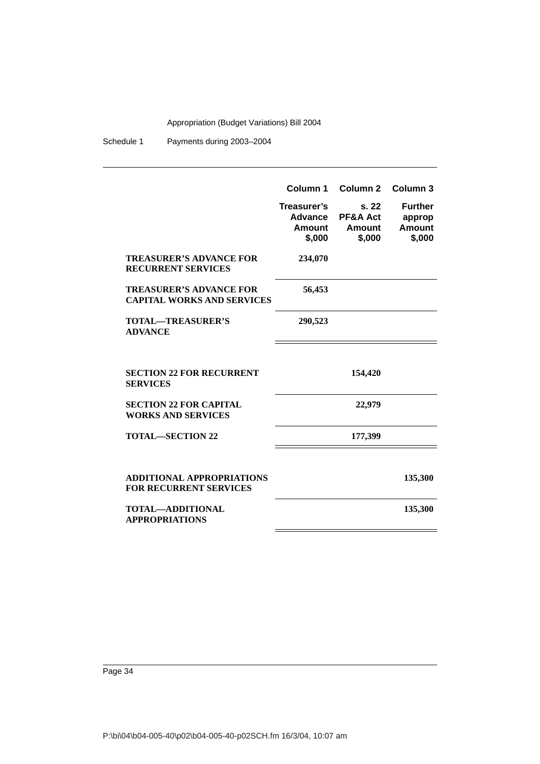| | Column 1 | Column 2 | Column 3 |
|---|---|---|---|
| | Treasurer's Advance Amount $,000 | s. 22 PF&A Act Amount $,000 | Further approp Amount $,000 |
| **TREASURER'S ADVANCE FOR RECURRENT SERVICES** | **234,070** | | |
| **TREASURER'S ADVANCE FOR CAPITAL WORKS AND SERVICES** | **56,453** | | |
| **TOTAL—TREASURER'S ADVANCE** | **290,523** | | |
| **SECTION 22 FOR RECURRENT SERVICES** | | **154,420** | |
| **SECTION 22 FOR CAPITAL WORKS AND SERVICES** | | **22,979** | |
| **TOTAL—SECTION 22** | | **177,399** | |
| **ADDITIONAL APPROPRIATIONS FOR RECURRENT SERVICES** | | | **135,300** |
| **TOTAL—ADDITIONAL APPROPRIATIONS** | | | **135,300** |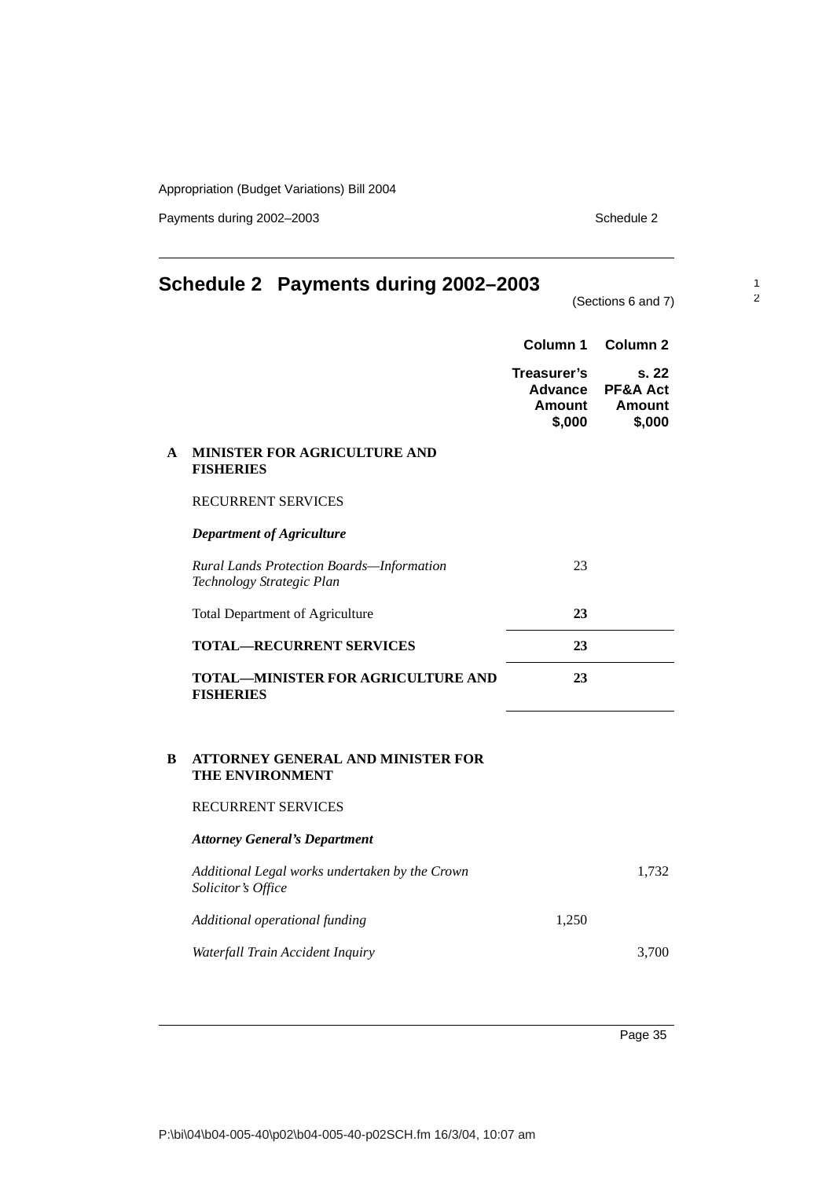# Schedule 2 Payments during 2002–2003

(Sections 6 and 7)

| | | Column 1 | Column 2 |
|---|---|---|---|
| | | Treasurer's Advance Amount $,000 | s. 22 PF&A Act Amount $,000 |
| **A** | **MINISTER FOR AGRICULTURE AND FISHERIES** | | |
| | RECURRENT SERVICES | | |
| | ***Department of Agriculture*** | | |
| | *Rural Lands Protection Boards—Information Technology Strategic Plan* | 23 | |
| | Total Department of Agriculture | **23** | |
| | **TOTAL—RECURRENT SERVICES** | **23** | |
| | **TOTAL—MINISTER FOR AGRICULTURE AND FISHERIES** | **23** | |
| **B** | **ATTORNEY GENERAL AND MINISTER FOR THE ENVIRONMENT** | | |
| | RECURRENT SERVICES | | |
| | ***Attorney General's Department*** | | |
| | *Additional Legal works undertaken by the Crown Solicitor's Office* | | 1,732 |
| | *Additional operational funding* | 1,250 | |
| | *Waterfall Train Accident Inquiry* | | 3,700 |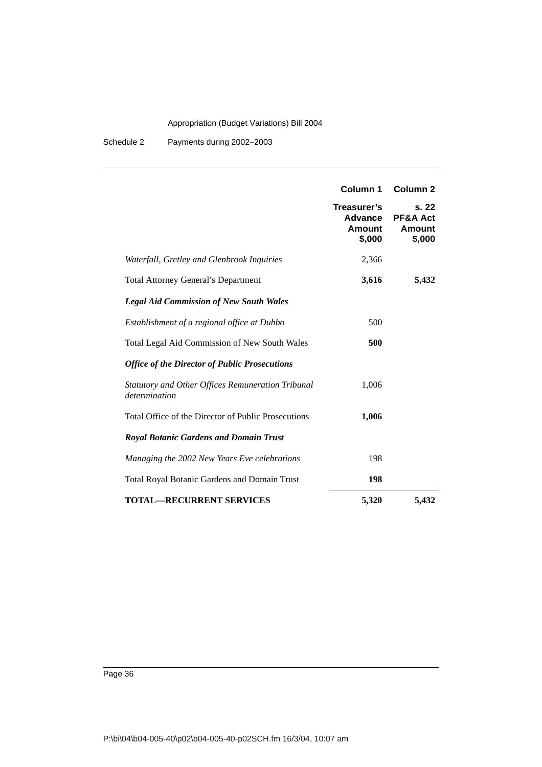| | Column 1 | Column 2 |
|---|---|---|
| | **Treasurer's Advance Amount $,000** | **s. 22 PF&A Act Amount $,000** |
| *Waterfall, Gretley and Glenbrook Inquiries* | 2,366 | |
| Total Attorney General's Department | **3,616** | **5,432** |
| ***Legal Aid Commission of New South Wales*** | | |
| *Establishment of a regional office at Dubbo* | 500 | |
| Total Legal Aid Commission of New South Wales | **500** | |
| ***Office of the Director of Public Prosecutions*** | | |
| *Statutory and Other Offices Remuneration Tribunal determination* | 1,006 | |
| Total Office of the Director of Public Prosecutions | **1,006** | |
| ***Royal Botanic Gardens and Domain Trust*** | | |
| *Managing the 2002 New Years Eve celebrations* | 198 | |
| Total Royal Botanic Gardens and Domain Trust | **198** | |
| **TOTAL—RECURRENT SERVICES** | **5,320** | **5,432** |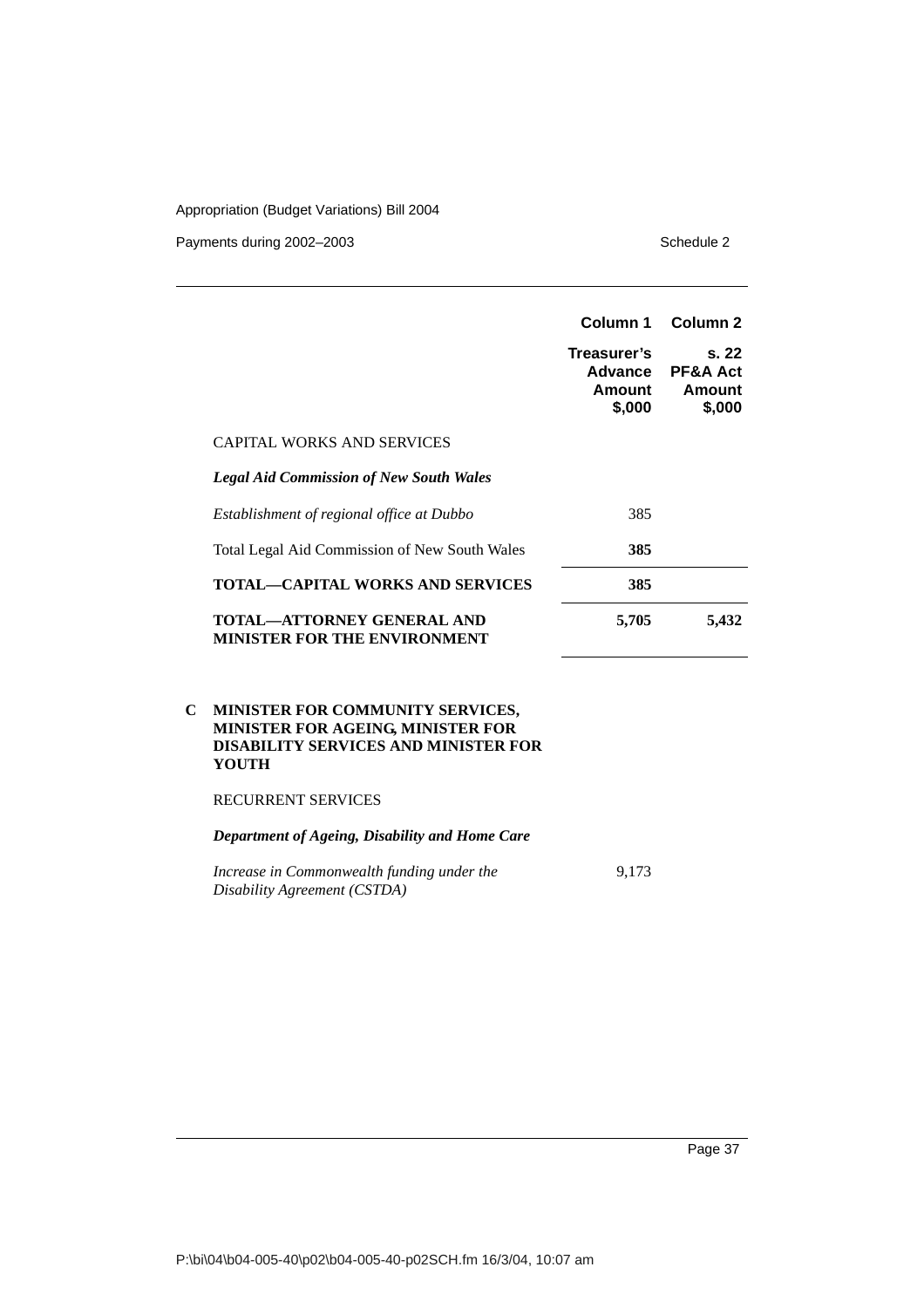| | Column 1 | Column 2 |
|---|---|---|
| | **Treasurer's Advance Amount $,000** | **s. 22 PF&A Act Amount $,000** |
| CAPITAL WORKS AND SERVICES | | |
| ***Legal Aid Commission of New South Wales*** | | |
| *Establishment of regional office at Dubbo* | 385 | |
| Total Legal Aid Commission of New South Wales | **385** | |
| **TOTAL—CAPITAL WORKS AND SERVICES** | **385** | |
| **TOTAL—ATTORNEY GENERAL AND MINISTER FOR THE ENVIRONMENT** | **5,705** | **5,432** |

## C MINISTER FOR COMMUNITY SERVICES, MINISTER FOR AGEING, MINISTER FOR DISABILITY SERVICES AND MINISTER FOR YOUTH

| | Column 1 | Column 2 |
|---|---|---|
| RECURRENT SERVICES | | |
| ***Department of Ageing, Disability and Home Care*** | | |
| *Increase in Commonwealth funding under the Disability Agreement (CSTDA)* | 9,173 | |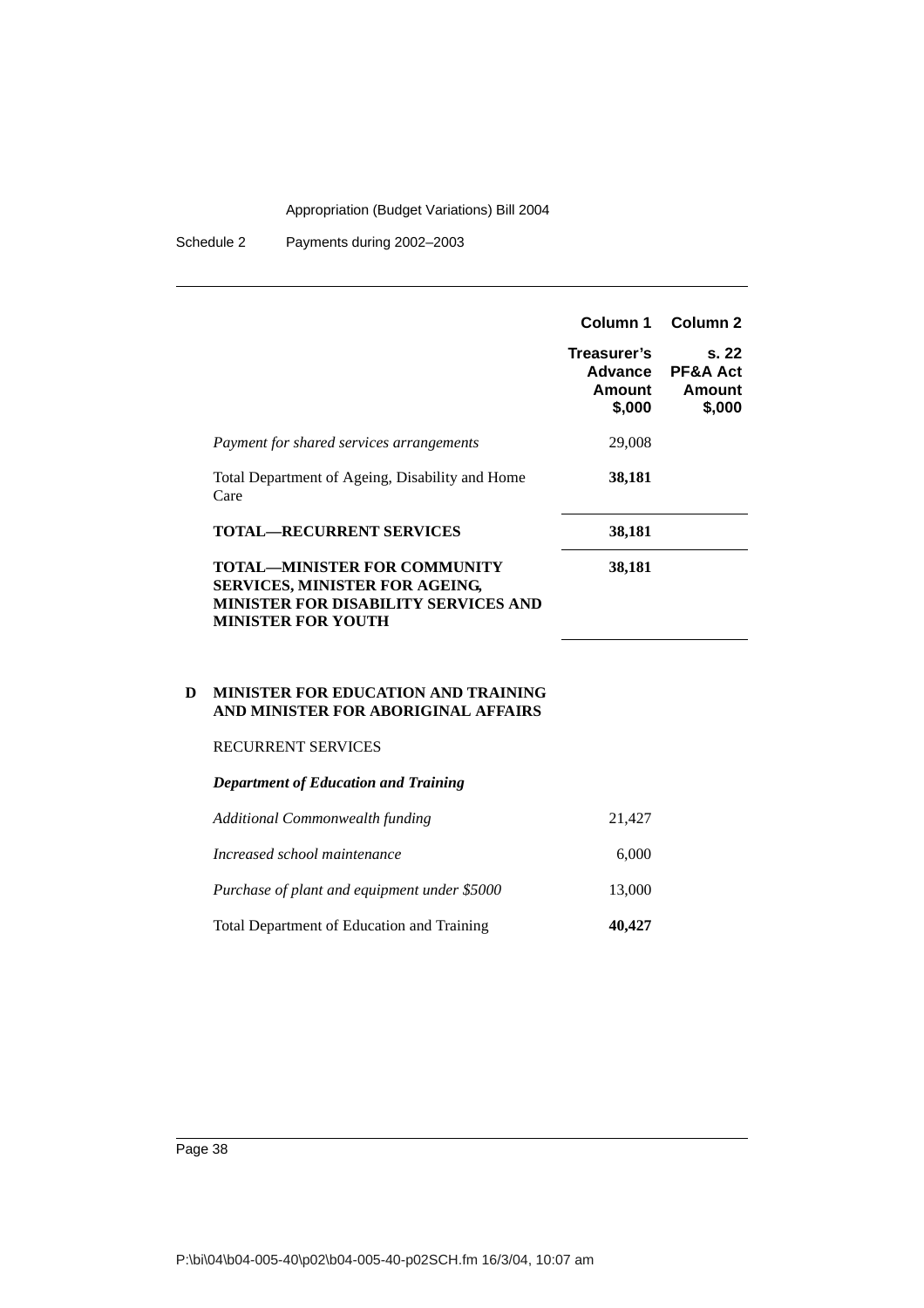| | Column 1 | Column 2 |
|---|---|---|
| | **Treasurer's Advance Amount $,000** | **s. 22 PF&A Act Amount $,000** |
| *Payment for shared services arrangements* | 29,008 | |
| Total Department of Ageing, Disability and Home Care | **38,181** | |
| **TOTAL—RECURRENT SERVICES** | **38,181** | |
| **TOTAL—MINISTER FOR COMMUNITY SERVICES, MINISTER FOR AGEING, MINISTER FOR DISABILITY SERVICES AND MINISTER FOR YOUTH** | **38,181** | |

## D MINISTER FOR EDUCATION AND TRAINING AND MINISTER FOR ABORIGINAL AFFAIRS

RECURRENT SERVICES

***Department of Education and Training***

| | Column 1 | Column 2 |
|---|---|---|
| *Additional Commonwealth funding* | 21,427 | |
| *Increased school maintenance* | 6,000 | |
| *Purchase of plant and equipment under $5000* | 13,000 | |
| Total Department of Education and Training | **40,427** | |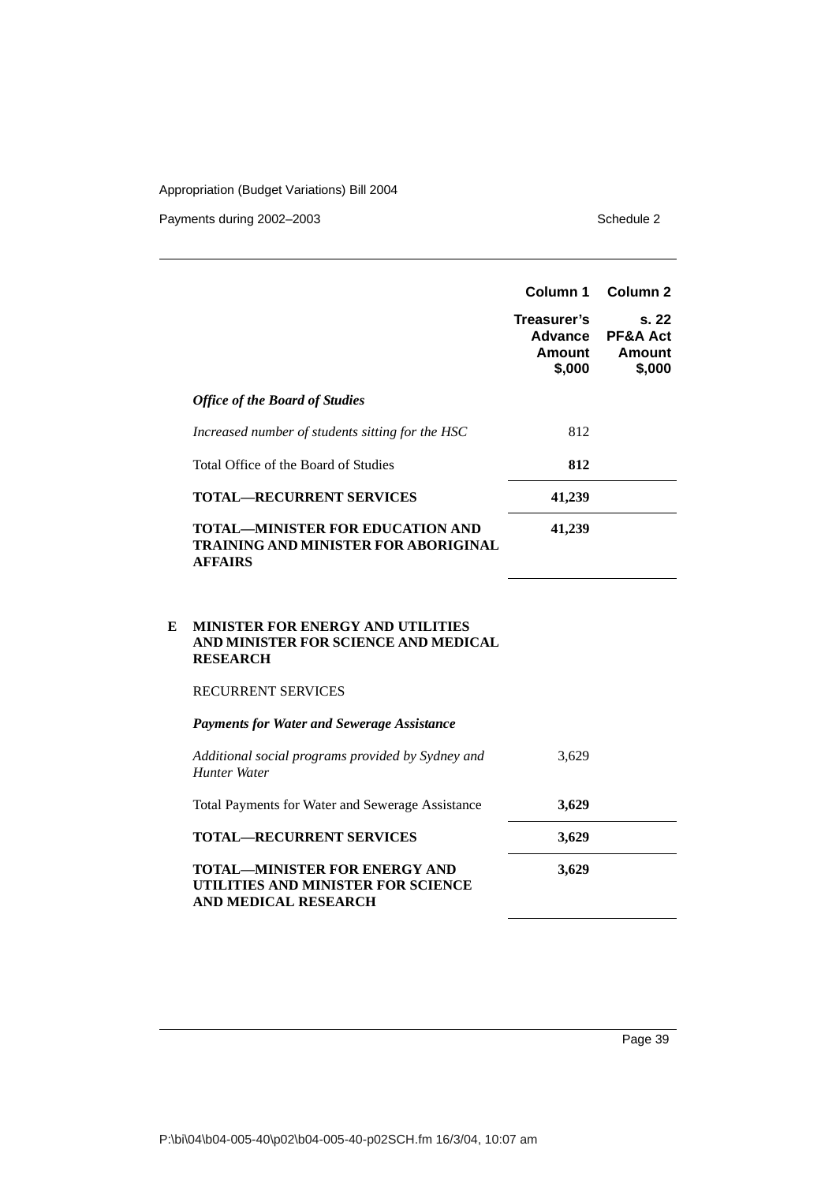| | Column 1 Treasurer's Advance Amount $,000 | Column 2 s. 22 PF&A Act Amount $,000 |
|---|---|---|
| ***Office of the Board of Studies*** | | |
| *Increased number of students sitting for the HSC* | 812 | |
| Total Office of the Board of Studies | **812** | |
| **TOTAL—RECURRENT SERVICES** | **41,239** | |
| **TOTAL—MINISTER FOR EDUCATION AND TRAINING AND MINISTER FOR ABORIGINAL AFFAIRS** | **41,239** | |

**E MINISTER FOR ENERGY AND UTILITIES AND MINISTER FOR SCIENCE AND MEDICAL RESEARCH**

RECURRENT SERVICES

| | Column 1 Treasurer's Advance Amount $,000 | Column 2 s. 22 PF&A Act Amount $,000 |
|---|---|---|
| ***Payments for Water and Sewerage Assistance*** | | |
| *Additional social programs provided by Sydney and Hunter Water* | 3,629 | |
| Total Payments for Water and Sewerage Assistance | **3,629** | |
| **TOTAL—RECURRENT SERVICES** | **3,629** | |
| **TOTAL—MINISTER FOR ENERGY AND UTILITIES AND MINISTER FOR SCIENCE AND MEDICAL RESEARCH** | **3,629** | |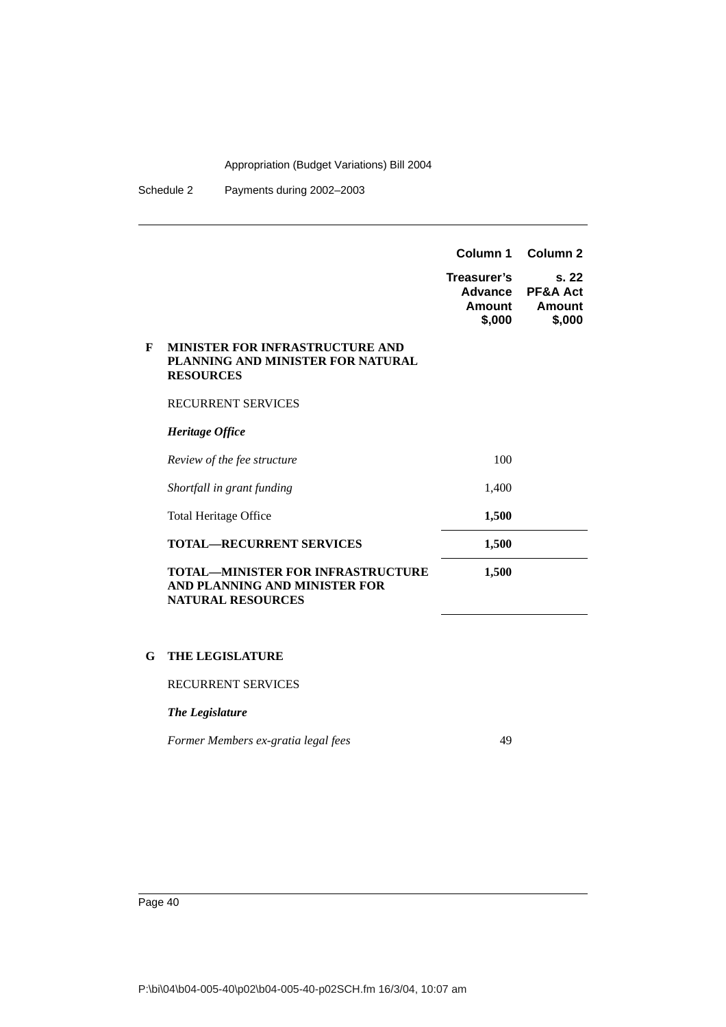| | | Column 1 | Column 2 |
|---|---|---|---|
| | | **Treasurer's Advance Amount $,000** | **s. 22 PF&A Act Amount $,000** |
| **F** | **MINISTER FOR INFRASTRUCTURE AND PLANNING AND MINISTER FOR NATURAL RESOURCES** | | |
| | RECURRENT SERVICES | | |
| | ***Heritage Office*** | | |
| | *Review of the fee structure* | 100 | |
| | *Shortfall in grant funding* | 1,400 | |
| | Total Heritage Office | **1,500** | |
| | **TOTAL—RECURRENT SERVICES** | **1,500** | |
| | **TOTAL—MINISTER FOR INFRASTRUCTURE AND PLANNING AND MINISTER FOR NATURAL RESOURCES** | **1,500** | |
| **G** | **THE LEGISLATURE** | | |
| | RECURRENT SERVICES | | |
| | ***The Legislature*** | | |
| | *Former Members ex-gratia legal fees* | 49 | |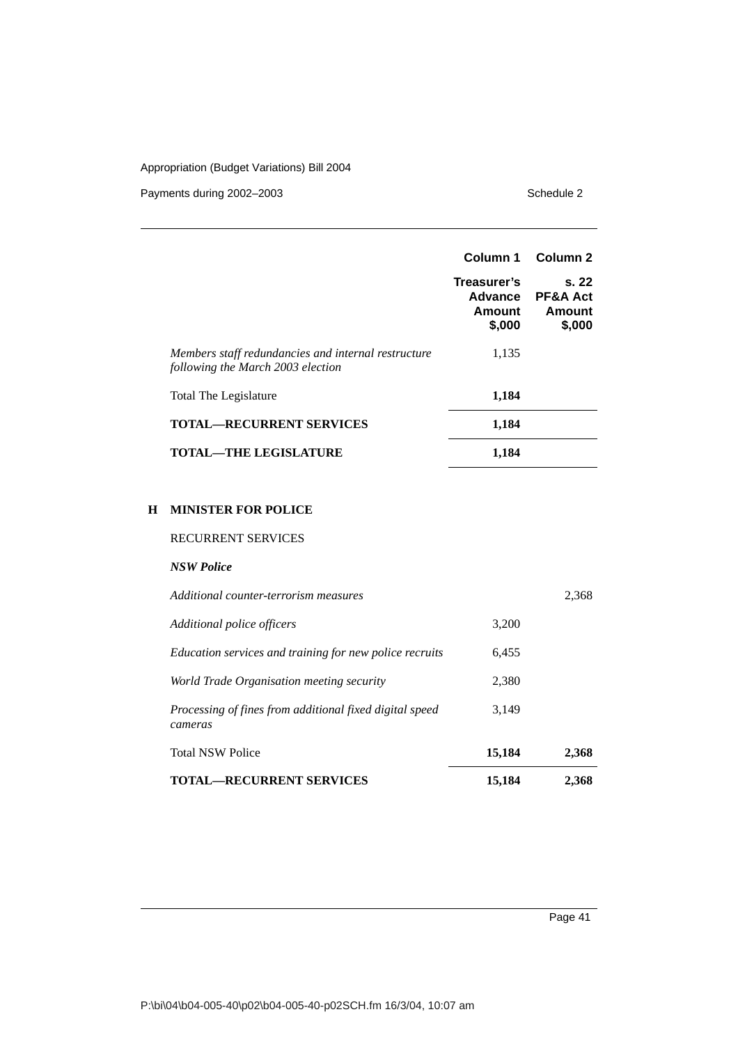| | Column 1 Treasurer's Advance Amount $,000 | Column 2 s. 22 PF&A Act Amount $,000 |
|---|---|---|
| *Members staff redundancies and internal restructure following the March 2003 election* | 1,135 | |
| Total The Legislature | **1,184** | |
| **TOTAL—RECURRENT SERVICES** | **1,184** | |
| **TOTAL—THE LEGISLATURE** | **1,184** | |

## H MINISTER FOR POLICE

RECURRENT SERVICES

***NSW Police***

| | Column 1 Treasurer's Advance Amount $,000 | Column 2 s. 22 PF&A Act Amount $,000 |
|---|---|---|
| *Additional counter-terrorism measures* | | 2,368 |
| *Additional police officers* | 3,200 | |
| *Education services and training for new police recruits* | 6,455 | |
| *World Trade Organisation meeting security* | 2,380 | |
| *Processing of fines from additional fixed digital speed cameras* | 3,149 | |
| Total NSW Police | **15,184** | **2,368** |
| **TOTAL—RECURRENT SERVICES** | **15,184** | **2,368** |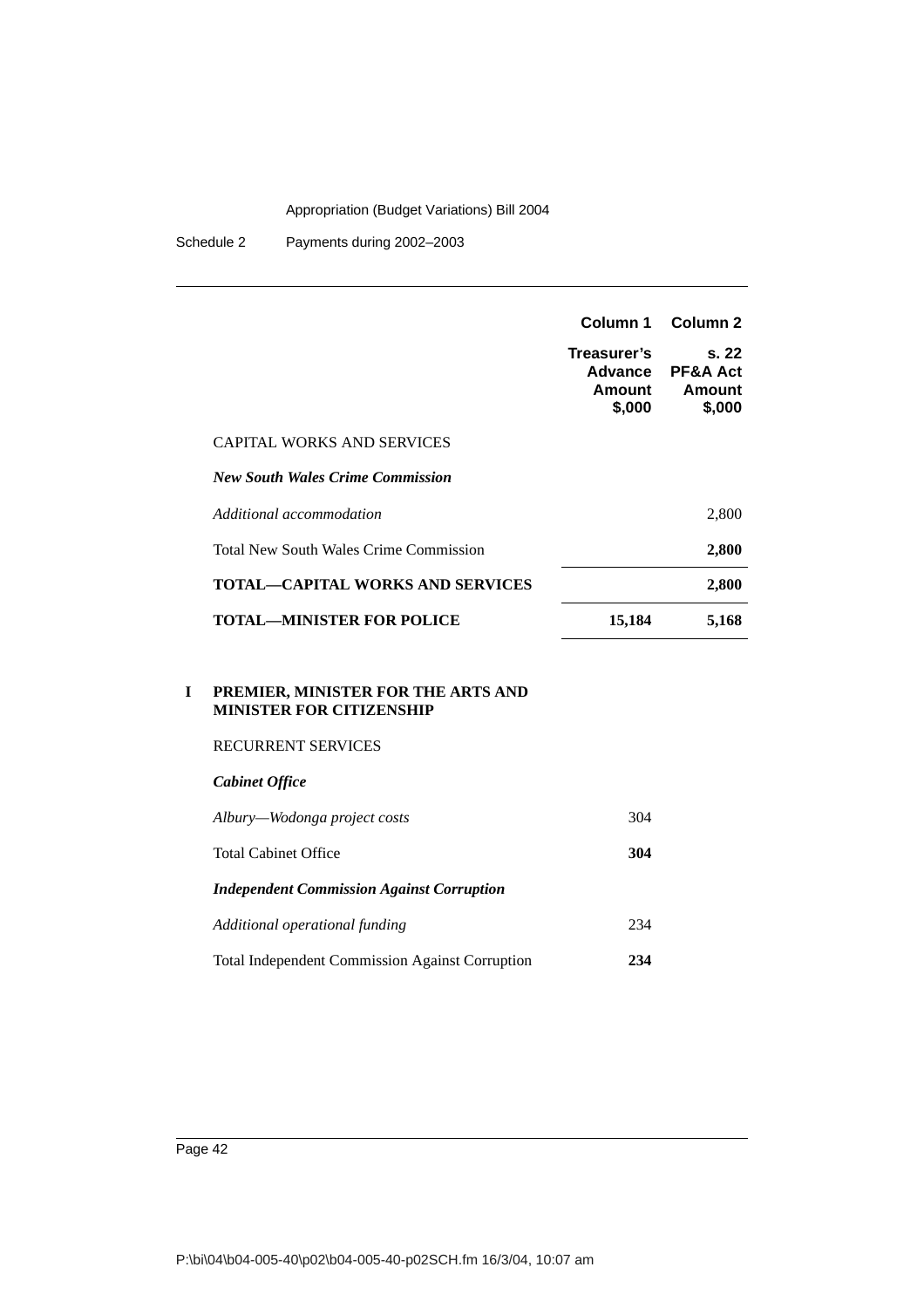| | Column 1 | Column 2 |
|---|---|---|
| | Treasurer's Advance Amount $,000 | s. 22 PF&A Act Amount $,000 |
| CAPITAL WORKS AND SERVICES | | |
| ***New South Wales Crime Commission*** | | |
| *Additional accommodation* | | 2,800 |
| Total New South Wales Crime Commission | | **2,800** |
| **TOTAL—CAPITAL WORKS AND SERVICES** | | **2,800** |
| **TOTAL—MINISTER FOR POLICE** | **15,184** | **5,168** |

**I PREMIER, MINISTER FOR THE ARTS AND MINISTER FOR CITIZENSHIP**

| | Column 1 | Column 2 |
|---|---|---|
| RECURRENT SERVICES | | |
| ***Cabinet Office*** | | |
| *Albury—Wodonga project costs* | 304 | |
| Total Cabinet Office | **304** | |
| ***Independent Commission Against Corruption*** | | |
| *Additional operational funding* | 234 | |
| Total Independent Commission Against Corruption | **234** | |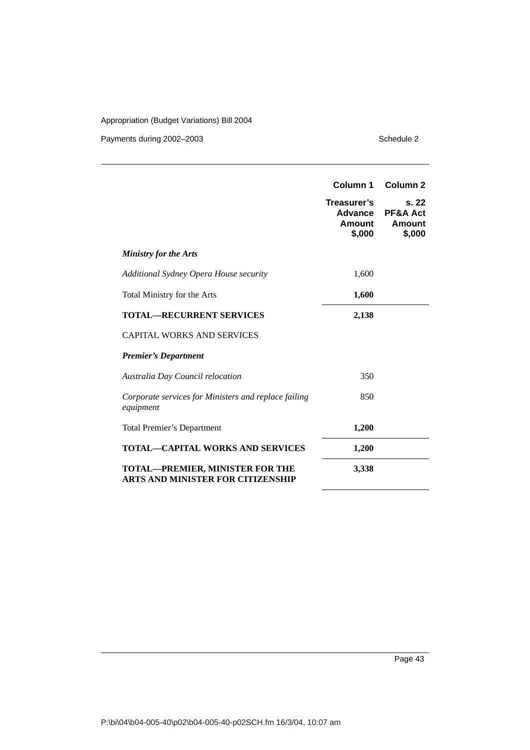| | Column 1 | Column 2 |
|---|---|---|
| | **Treasurer's Advance Amount $,000** | **s. 22 PF&A Act Amount $,000** |
| ***Ministry for the Arts*** | | |
| *Additional Sydney Opera House security* | 1,600 | |
| Total Ministry for the Arts | **1,600** | |
| **TOTAL—RECURRENT SERVICES** | **2,138** | |
| CAPITAL WORKS AND SERVICES | | |
| ***Premier's Department*** | | |
| *Australia Day Council relocation* | 350 | |
| *Corporate services for Ministers and replace failing equipment* | 850 | |
| Total Premier's Department | **1,200** | |
| **TOTAL—CAPITAL WORKS AND SERVICES** | **1,200** | |
| **TOTAL—PREMIER, MINISTER FOR THE ARTS AND MINISTER FOR CITIZENSHIP** | **3,338** | |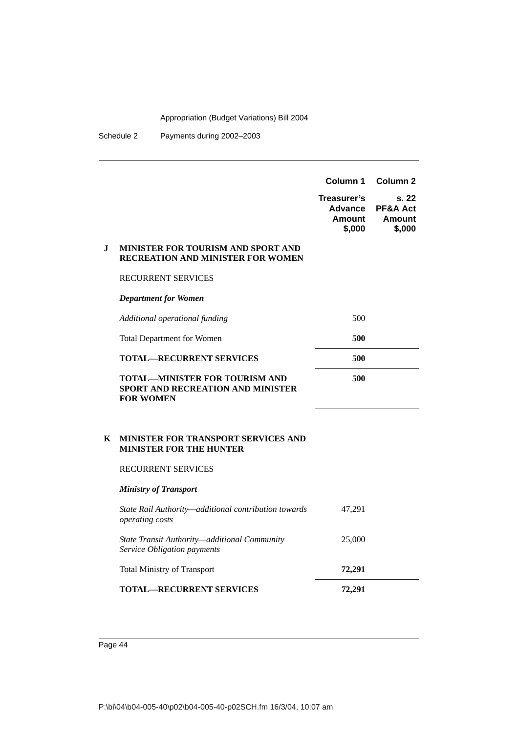| | | Column 1 | Column 2 |
|---|---|---|---|
| | | **Treasurer's Advance Amount $,000** | **s. 22 PF&A Act Amount $,000** |
| **J** | **MINISTER FOR TOURISM AND SPORT AND RECREATION AND MINISTER FOR WOMEN** | | |
| | RECURRENT SERVICES | | |
| | ***Department for Women*** | | |
| | *Additional operational funding* | 500 | |
| | Total Department for Women | **500** | |
| | **TOTAL—RECURRENT SERVICES** | **500** | |
| | **TOTAL—MINISTER FOR TOURISM AND SPORT AND RECREATION AND MINISTER FOR WOMEN** | **500** | |
| **K** | **MINISTER FOR TRANSPORT SERVICES AND MINISTER FOR THE HUNTER** | | |
| | RECURRENT SERVICES | | |
| | ***Ministry of Transport*** | | |
| | *State Rail Authority—additional contribution towards operating costs* | 47,291 | |
| | *State Transit Authority—additional Community Service Obligation payments* | 25,000 | |
| | Total Ministry of Transport | **72,291** | |
| | **TOTAL—RECURRENT SERVICES** | **72,291** | |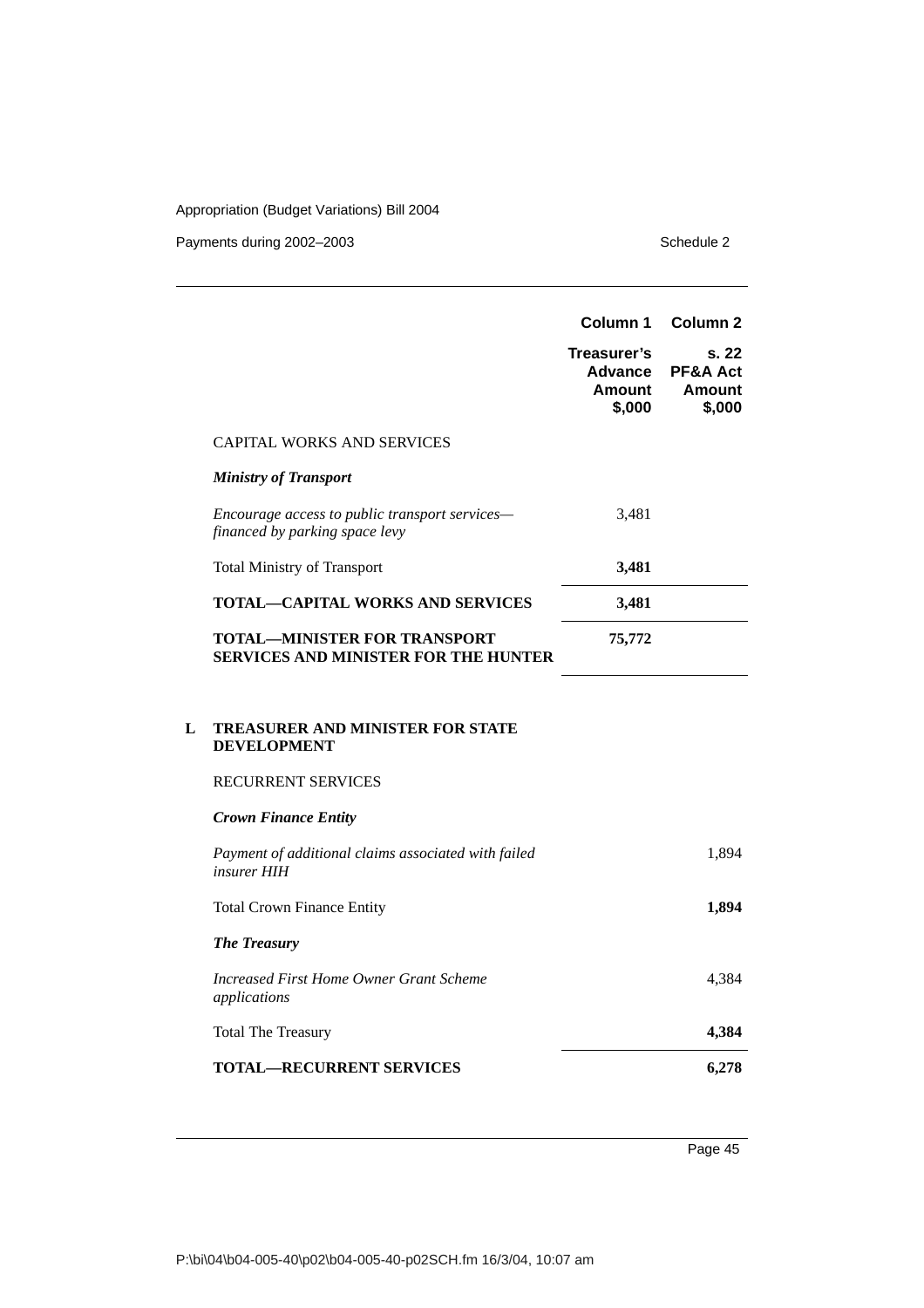| | Column 1 | Column 2 |
|---|---|---|
| | Treasurer's Advance Amount $,000 | s. 22 PF&A Act Amount $,000 |
| CAPITAL WORKS AND SERVICES | | |
| ***Ministry of Transport*** | | |
| *Encourage access to public transport services—financed by parking space levy* | 3,481 | |
| Total Ministry of Transport | **3,481** | |
| **TOTAL—CAPITAL WORKS AND SERVICES** | **3,481** | |
| **TOTAL—MINISTER FOR TRANSPORT SERVICES AND MINISTER FOR THE HUNTER** | **75,772** | |

## L TREASURER AND MINISTER FOR STATE DEVELOPMENT

| | Column 1 | Column 2 |
|---|---|---|
| RECURRENT SERVICES | | |
| ***Crown Finance Entity*** | | |
| *Payment of additional claims associated with failed insurer HIH* | | 1,894 |
| Total Crown Finance Entity | | **1,894** |
| ***The Treasury*** | | |
| *Increased First Home Owner Grant Scheme applications* | | 4,384 |
| Total The Treasury | | **4,384** |
| **TOTAL—RECURRENT SERVICES** | | **6,278** |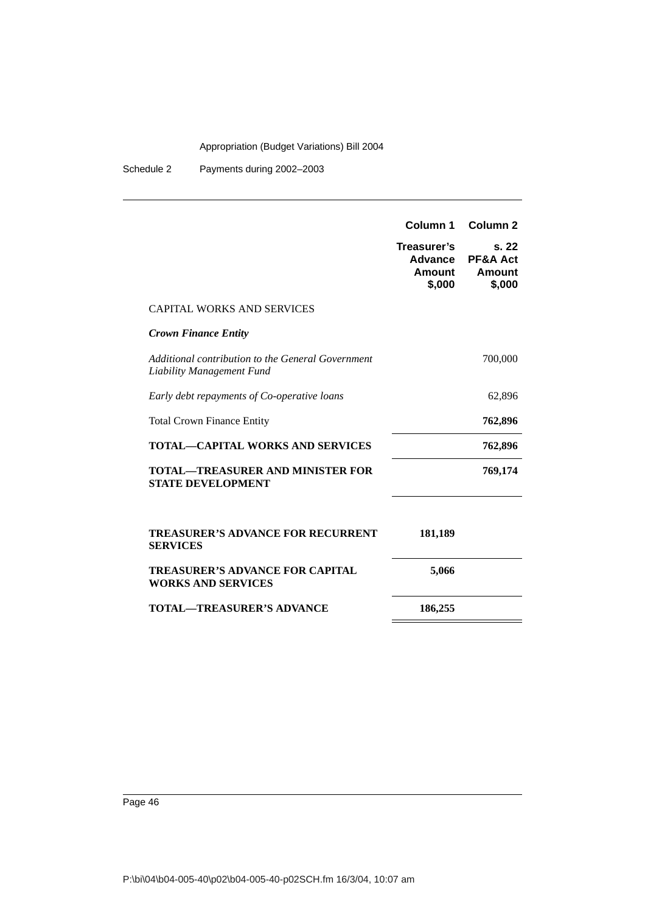| | Column 1 | Column 2 |
|---|---|---|
| | Treasurer's Advance Amount $,000 | s. 22 PF&A Act Amount $,000 |
| CAPITAL WORKS AND SERVICES | | |
| ***Crown Finance Entity*** | | |
| *Additional contribution to the General Government Liability Management Fund* | | 700,000 |
| *Early debt repayments of Co-operative loans* | | 62,896 |
| Total Crown Finance Entity | | **762,896** |
| **TOTAL—CAPITAL WORKS AND SERVICES** | | **762,896** |
| **TOTAL—TREASURER AND MINISTER FOR STATE DEVELOPMENT** | | **769,174** |
| **TREASURER'S ADVANCE FOR RECURRENT SERVICES** | **181,189** | |
| **TREASURER'S ADVANCE FOR CAPITAL WORKS AND SERVICES** | **5,066** | |
| **TOTAL—TREASURER'S ADVANCE** | **186,255** | |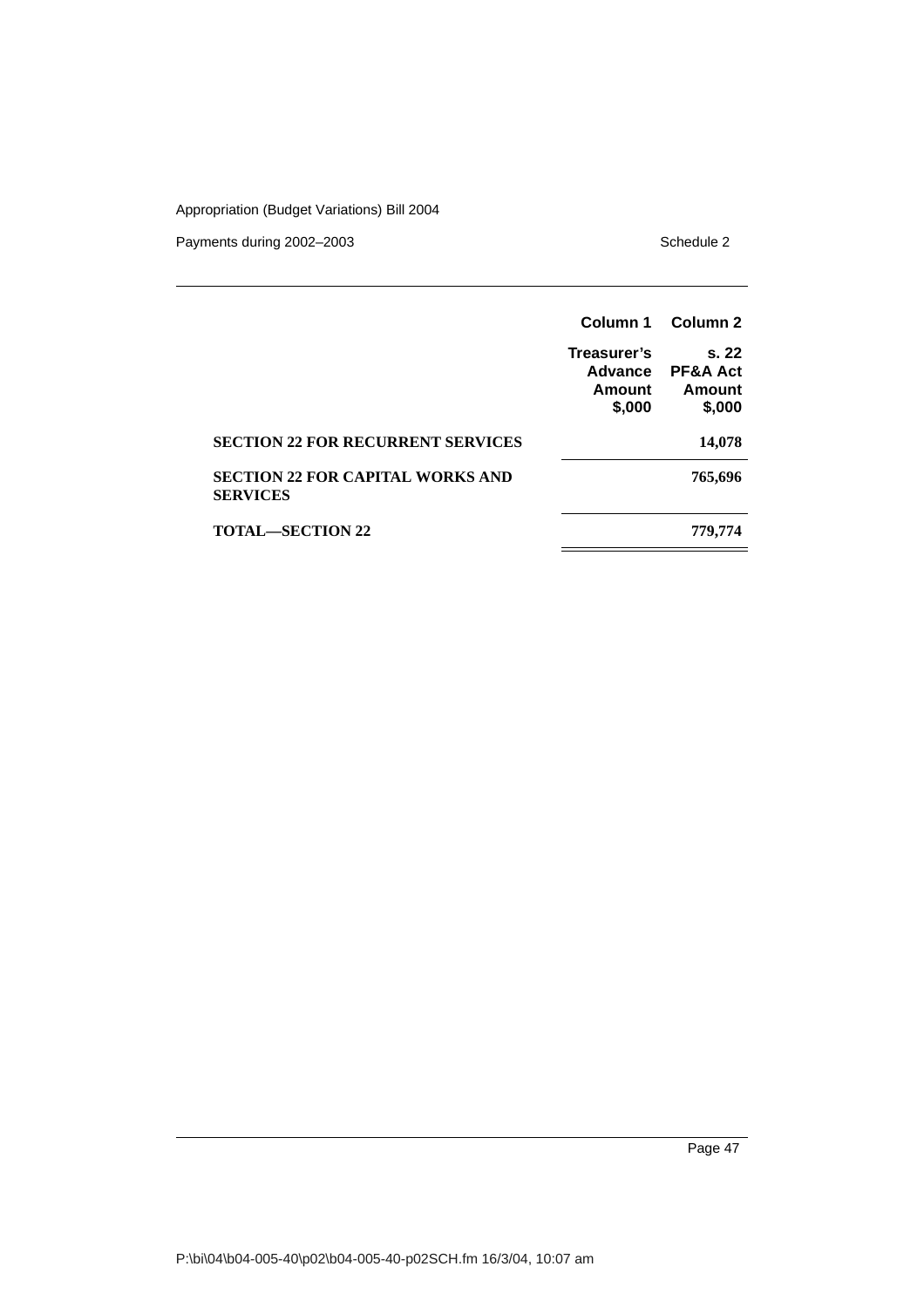| | Column 1 | Column 2 |
|---|---|---|
| | **Treasurer's Advance Amount $,000** | **s. 22 PF&A Act Amount $,000** |
| **SECTION 22 FOR RECURRENT SERVICES** | | **14,078** |
| **SECTION 22 FOR CAPITAL WORKS AND SERVICES** | | **765,696** |
| **TOTAL—SECTION 22** | | **779,774** |